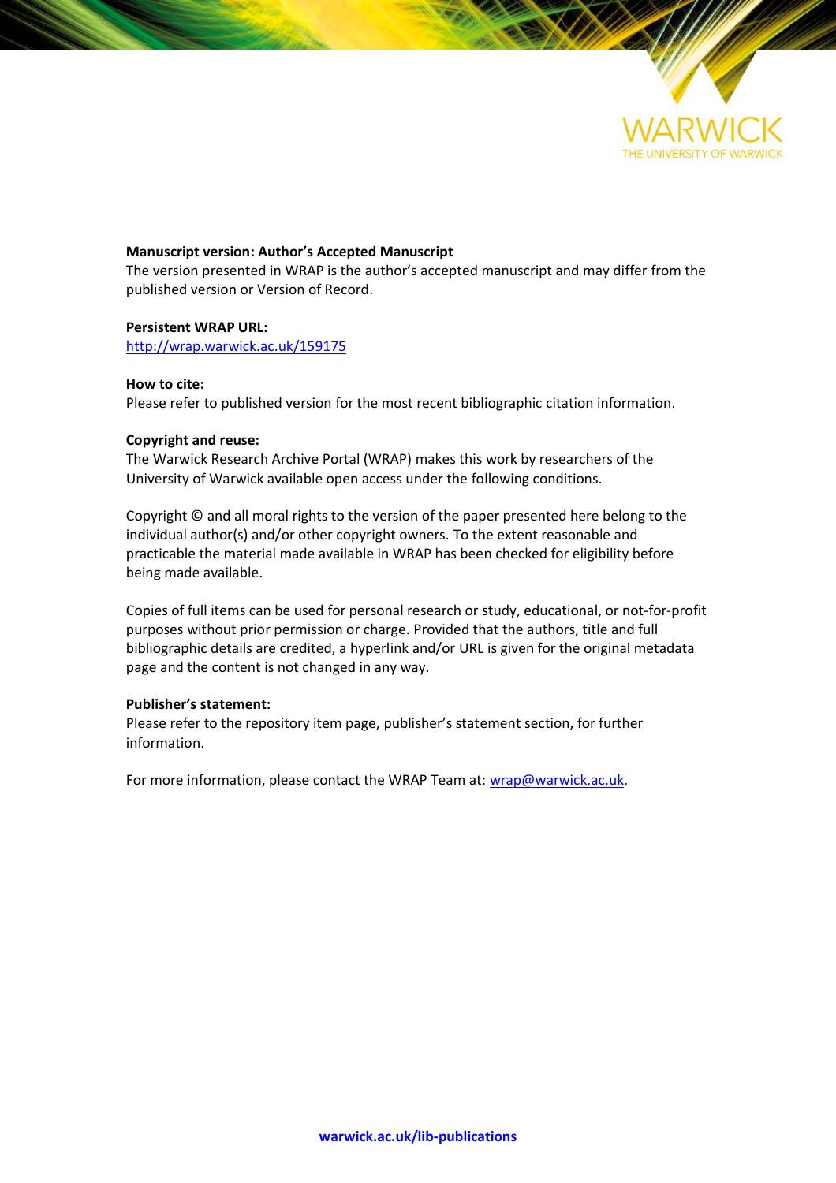**Manuscript version: Author's Accepted Manuscript**
The version presented in WRAP is the author's accepted manuscript and may differ from the published version or Version of Record.

**Persistent WRAP URL:**
http://wrap.warwick.ac.uk/159175

**How to cite:**
Please refer to published version for the most recent bibliographic citation information.

**Copyright and reuse:**
The Warwick Research Archive Portal (WRAP) makes this work by researchers of the University of Warwick available open access under the following conditions.

Copyright © and all moral rights to the version of the paper presented here belong to the individual author(s) and/or other copyright owners. To the extent reasonable and practicable the material made available in WRAP has been checked for eligibility before being made available.

Copies of full items can be used for personal research or study, educational, or not-for-profit purposes without prior permission or charge. Provided that the authors, title and full bibliographic details are credited, a hyperlink and/or URL is given for the original metadata page and the content is not changed in any way.

**Publisher's statement:**
Please refer to the repository item page, publisher's statement section, for further information.

For more information, please contact the WRAP Team at: wrap@warwick.ac.uk.

**warwick.ac.uk/lib-publications**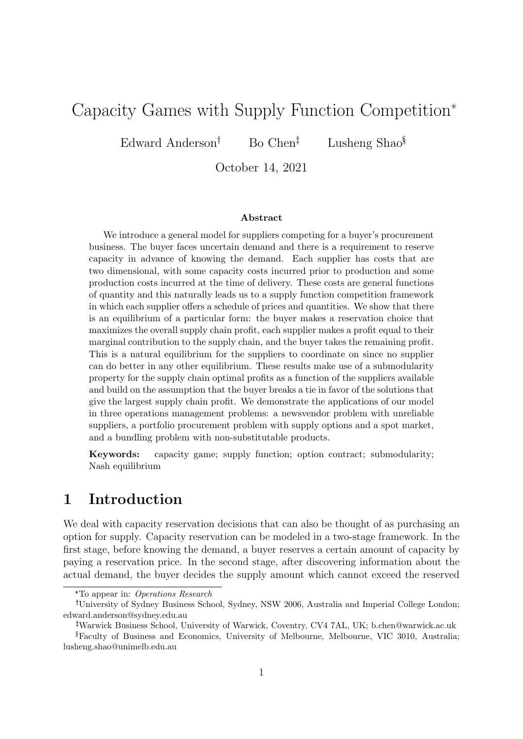# Capacity Games with Supply Function Competition*

Edward Anderson† Bo Chen‡ Lusheng Shao§

October 14, 2021

### Abstract

We introduce a general model for suppliers competing for a buyer's procurement business. The buyer faces uncertain demand and there is a requirement to reserve capacity in advance of knowing the demand. Each supplier has costs that are two dimensional, with some capacity costs incurred prior to production and some production costs incurred at the time of delivery. These costs are general functions of quantity and this naturally leads us to a supply function competition framework in which each supplier offers a schedule of prices and quantities. We show that there is an equilibrium of a particular form: the buyer makes a reservation choice that maximizes the overall supply chain profit, each supplier makes a profit equal to their marginal contribution to the supply chain, and the buyer takes the remaining profit. This is a natural equilibrium for the suppliers to coordinate on since no supplier can do better in any other equilibrium. These results make use of a submodularity property for the supply chain optimal profits as a function of the suppliers available and build on the assumption that the buyer breaks a tie in favor of the solutions that give the largest supply chain profit. We demonstrate the applications of our model in three operations management problems: a newsvendor problem with unreliable suppliers, a portfolio procurement problem with supply options and a spot market, and a bundling problem with non-substitutable products.

**Keywords:** capacity game; supply function; option contract; submodularity; Nash equilibrium

## 1 Introduction

We deal with capacity reservation decisions that can also be thought of as purchasing an option for supply. Capacity reservation can be modeled in a two-stage framework. In the first stage, before knowing the demand, a buyer reserves a certain amount of capacity by paying a reservation price. In the second stage, after discovering information about the actual demand, the buyer decides the supply amount which cannot exceed the reserved

---

*To appear in: *Operations Research*

†University of Sydney Business School, Sydney, NSW 2006, Australia and Imperial College London; edward.anderson@sydney.edu.au

‡Warwick Business School, University of Warwick, Coventry, CV4 7AL, UK; b.chen@warwick.ac.uk

§Faculty of Business and Economics, University of Melbourne, Melbourne, VIC 3010, Australia; lusheng.shao@unimelb.edu.au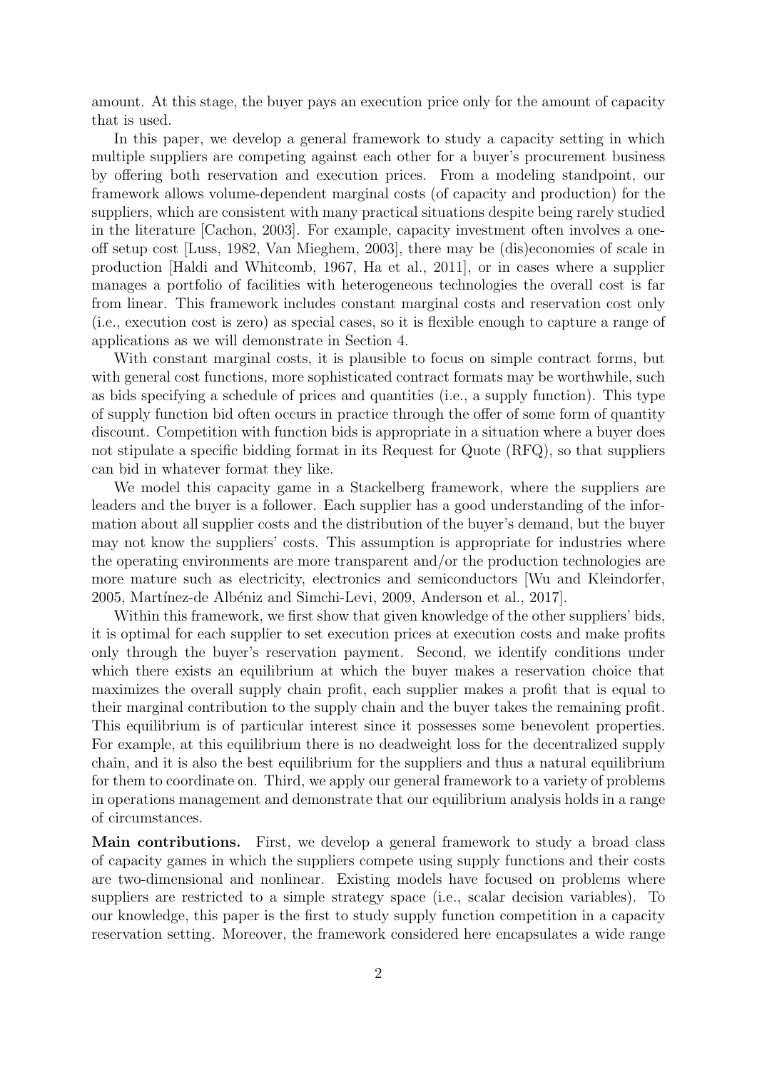amount. At this stage, the buyer pays an execution price only for the amount of capacity that is used.

In this paper, we develop a general framework to study a capacity setting in which multiple suppliers are competing against each other for a buyer's procurement business by offering both reservation and execution prices. From a modeling standpoint, our framework allows volume-dependent marginal costs (of capacity and production) for the suppliers, which are consistent with many practical situations despite being rarely studied in the literature [Cachon, 2003]. For example, capacity investment often involves a one-off setup cost [Luss, 1982, Van Mieghem, 2003], there may be (dis)economies of scale in production [Haldi and Whitcomb, 1967, Ha et al., 2011], or in cases where a supplier manages a portfolio of facilities with heterogeneous technologies the overall cost is far from linear. This framework includes constant marginal costs and reservation cost only (i.e., execution cost is zero) as special cases, so it is flexible enough to capture a range of applications as we will demonstrate in Section 4.

With constant marginal costs, it is plausible to focus on simple contract forms, but with general cost functions, more sophisticated contract formats may be worthwhile, such as bids specifying a schedule of prices and quantities (i.e., a supply function). This type of supply function bid often occurs in practice through the offer of some form of quantity discount. Competition with function bids is appropriate in a situation where a buyer does not stipulate a specific bidding format in its Request for Quote (RFQ), so that suppliers can bid in whatever format they like.

We model this capacity game in a Stackelberg framework, where the suppliers are leaders and the buyer is a follower. Each supplier has a good understanding of the information about all supplier costs and the distribution of the buyer's demand, but the buyer may not know the suppliers' costs. This assumption is appropriate for industries where the operating environments are more transparent and/or the production technologies are more mature such as electricity, electronics and semiconductors [Wu and Kleindorfer, 2005, Martínez-de Albéniz and Simchi-Levi, 2009, Anderson et al., 2017].

Within this framework, we first show that given knowledge of the other suppliers' bids, it is optimal for each supplier to set execution prices at execution costs and make profits only through the buyer's reservation payment. Second, we identify conditions under which there exists an equilibrium at which the buyer makes a reservation choice that maximizes the overall supply chain profit, each supplier makes a profit that is equal to their marginal contribution to the supply chain and the buyer takes the remaining profit. This equilibrium is of particular interest since it possesses some benevolent properties. For example, at this equilibrium there is no deadweight loss for the decentralized supply chain, and it is also the best equilibrium for the suppliers and thus a natural equilibrium for them to coordinate on. Third, we apply our general framework to a variety of problems in operations management and demonstrate that our equilibrium analysis holds in a range of circumstances.

**Main contributions.** First, we develop a general framework to study a broad class of capacity games in which the suppliers compete using supply functions and their costs are two-dimensional and nonlinear. Existing models have focused on problems where suppliers are restricted to a simple strategy space (i.e., scalar decision variables). To our knowledge, this paper is the first to study supply function competition in a capacity reservation setting. Moreover, the framework considered here encapsulates a wide range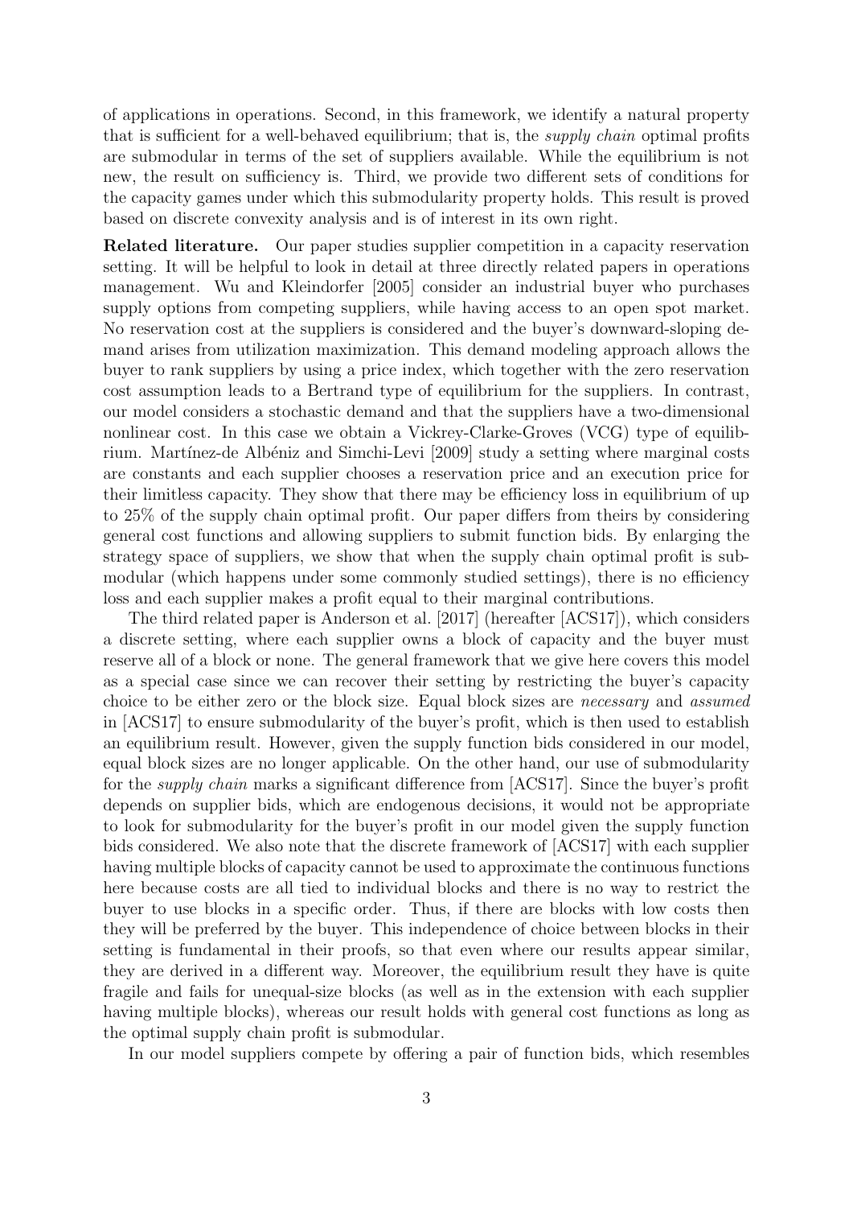of applications in operations. Second, in this framework, we identify a natural property that is sufficient for a well-behaved equilibrium; that is, the *supply chain* optimal profits are submodular in terms of the set of suppliers available. While the equilibrium is not new, the result on sufficiency is. Third, we provide two different sets of conditions for the capacity games under which this submodularity property holds. This result is proved based on discrete convexity analysis and is of interest in its own right.

**Related literature.** Our paper studies supplier competition in a capacity reservation setting. It will be helpful to look in detail at three directly related papers in operations management. Wu and Kleindorfer [2005] consider an industrial buyer who purchases supply options from competing suppliers, while having access to an open spot market. No reservation cost at the suppliers is considered and the buyer's downward-sloping demand arises from utilization maximization. This demand modeling approach allows the buyer to rank suppliers by using a price index, which together with the zero reservation cost assumption leads to a Bertrand type of equilibrium for the suppliers. In contrast, our model considers a stochastic demand and that the suppliers have a two-dimensional nonlinear cost. In this case we obtain a Vickrey-Clarke-Groves (VCG) type of equilibrium. Martínez-de Albéniz and Simchi-Levi [2009] study a setting where marginal costs are constants and each supplier chooses a reservation price and an execution price for their limitless capacity. They show that there may be efficiency loss in equilibrium of up to 25% of the supply chain optimal profit. Our paper differs from theirs by considering general cost functions and allowing suppliers to submit function bids. By enlarging the strategy space of suppliers, we show that when the supply chain optimal profit is submodular (which happens under some commonly studied settings), there is no efficiency loss and each supplier makes a profit equal to their marginal contributions.

The third related paper is Anderson et al. [2017] (hereafter [ACS17]), which considers a discrete setting, where each supplier owns a block of capacity and the buyer must reserve all of a block or none. The general framework that we give here covers this model as a special case since we can recover their setting by restricting the buyer's capacity choice to be either zero or the block size. Equal block sizes are *necessary* and *assumed* in [ACS17] to ensure submodularity of the buyer's profit, which is then used to establish an equilibrium result. However, given the supply function bids considered in our model, equal block sizes are no longer applicable. On the other hand, our use of submodularity for the *supply chain* marks a significant difference from [ACS17]. Since the buyer's profit depends on supplier bids, which are endogenous decisions, it would not be appropriate to look for submodularity for the buyer's profit in our model given the supply function bids considered. We also note that the discrete framework of [ACS17] with each supplier having multiple blocks of capacity cannot be used to approximate the continuous functions here because costs are all tied to individual blocks and there is no way to restrict the buyer to use blocks in a specific order. Thus, if there are blocks with low costs then they will be preferred by the buyer. This independence of choice between blocks in their setting is fundamental in their proofs, so that even where our results appear similar, they are derived in a different way. Moreover, the equilibrium result they have is quite fragile and fails for unequal-size blocks (as well as in the extension with each supplier having multiple blocks), whereas our result holds with general cost functions as long as the optimal supply chain profit is submodular.

In our model suppliers compete by offering a pair of function bids, which resembles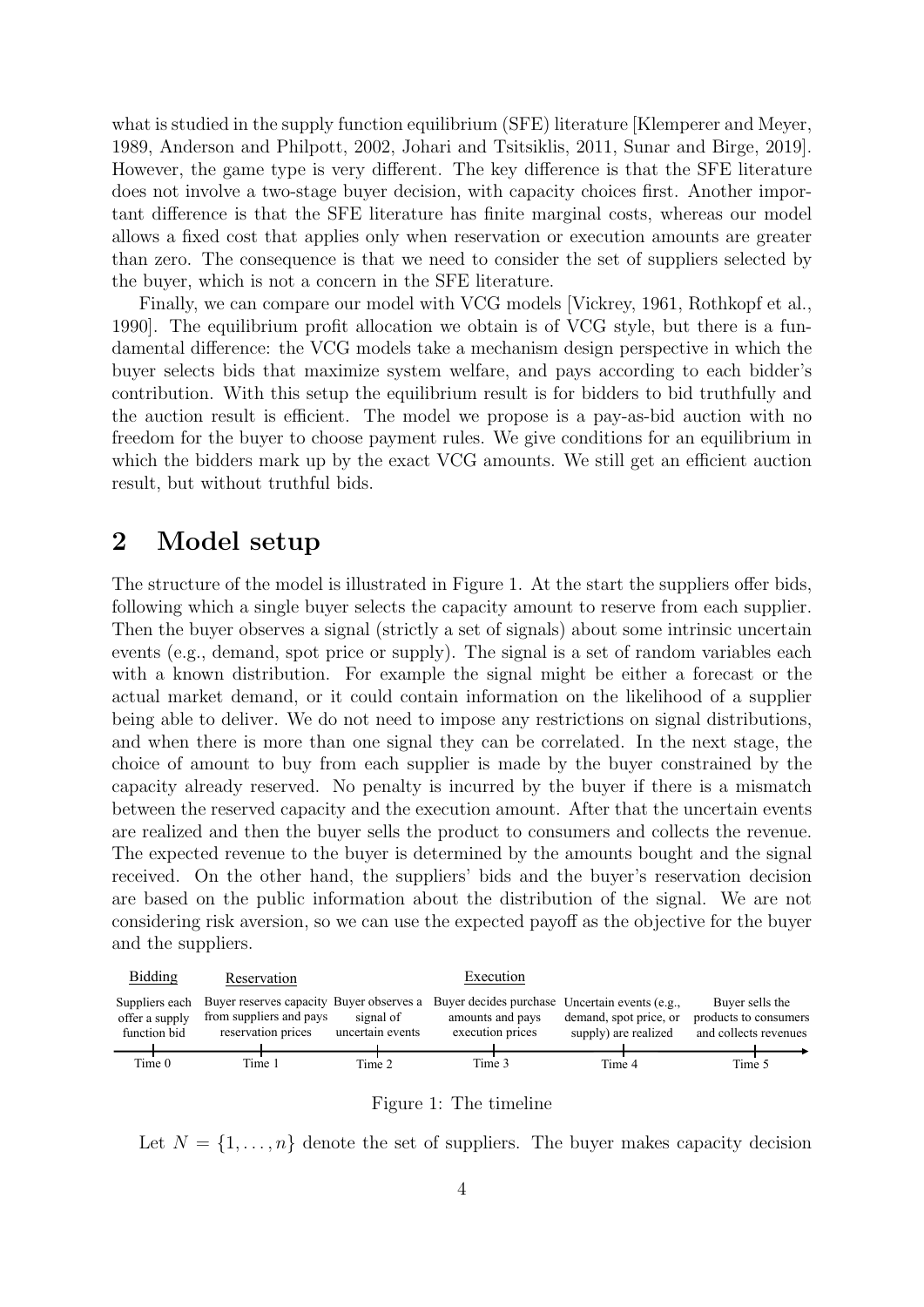what is studied in the supply function equilibrium (SFE) literature [Klemperer and Meyer, 1989, Anderson and Philpott, 2002, Johari and Tsitsiklis, 2011, Sunar and Birge, 2019]. However, the game type is very different. The key difference is that the SFE literature does not involve a two-stage buyer decision, with capacity choices first. Another important difference is that the SFE literature has finite marginal costs, whereas our model allows a fixed cost that applies only when reservation or execution amounts are greater than zero. The consequence is that we need to consider the set of suppliers selected by the buyer, which is not a concern in the SFE literature.

Finally, we can compare our model with VCG models [Vickrey, 1961, Rothkopf et al., 1990]. The equilibrium profit allocation we obtain is of VCG style, but there is a fundamental difference: the VCG models take a mechanism design perspective in which the buyer selects bids that maximize system welfare, and pays according to each bidder's contribution. With this setup the equilibrium result is for bidders to bid truthfully and the auction result is efficient. The model we propose is a pay-as-bid auction with no freedom for the buyer to choose payment rules. We give conditions for an equilibrium in which the bidders mark up by the exact VCG amounts. We still get an efficient auction result, but without truthful bids.

## 2 Model setup

The structure of the model is illustrated in Figure 1. At the start the suppliers offer bids, following which a single buyer selects the capacity amount to reserve from each supplier. Then the buyer observes a signal (strictly a set of signals) about some intrinsic uncertain events (e.g., demand, spot price or supply). The signal is a set of random variables each with a known distribution. For example the signal might be either a forecast or the actual market demand, or it could contain information on the likelihood of a supplier being able to deliver. We do not need to impose any restrictions on signal distributions, and when there is more than one signal they can be correlated. In the next stage, the choice of amount to buy from each supplier is made by the buyer constrained by the capacity already reserved. No penalty is incurred by the buyer if there is a mismatch between the reserved capacity and the execution amount. After that the uncertain events are realized and then the buyer sells the product to consumers and collects the revenue. The expected revenue to the buyer is determined by the amounts bought and the signal received. On the other hand, the suppliers' bids and the buyer's reservation decision are based on the public information about the distribution of the signal. We are not considering risk aversion, so we can use the expected payoff as the objective for the buyer and the suppliers.

| Bidding | Reservation | | Execution | | |
|---|---|---|---|---|---|
| Suppliers each offer a supply function bid | Buyer reserves capacity from suppliers and pays reservation prices | Buyer observes a signal of uncertain events | Buyer decides purchase amounts and pays execution prices | Uncertain events (e.g., demand, spot price, or supply) are realized | Buyer sells the products to consumers and collects revenues |
| Time 0 | Time 1 | Time 2 | Time 3 | Time 4 | Time 5 |

Figure 1: The timeline

Let $N = \{1, \ldots, n\}$ denote the set of suppliers. The buyer makes capacity decision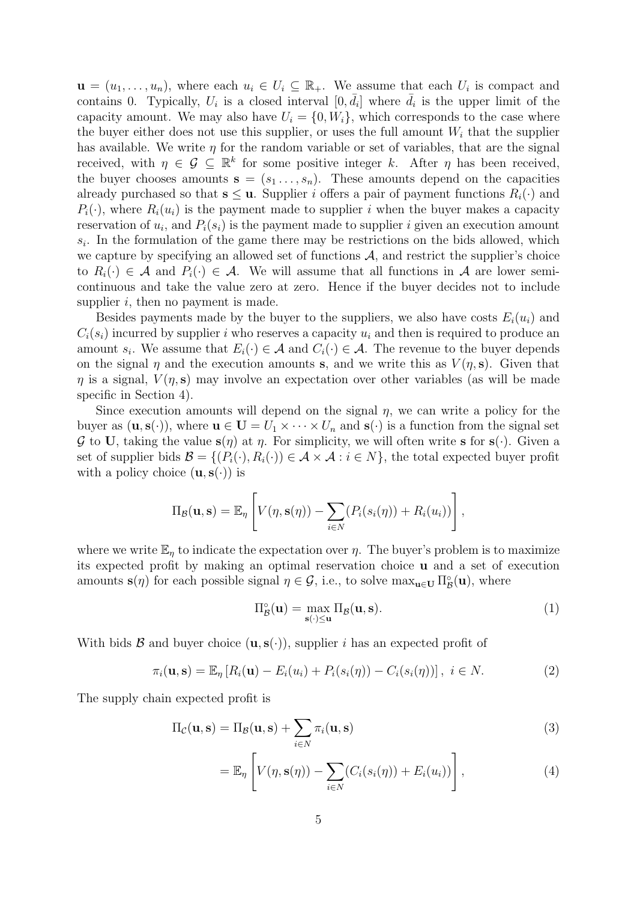$\mathbf{u} = (u_1, \ldots, u_n)$, where each $u_i \in U_i \subseteq \mathbb{R}_+$. We assume that each $U_i$ is compact and contains 0. Typically, $U_i$ is a closed interval $[0, \bar{d}_i]$ where $\bar{d}_i$ is the upper limit of the capacity amount. We may also have $U_i = \{0, W_i\}$, which corresponds to the case where the buyer either does not use this supplier, or uses the full amount $W_i$ that the supplier has available. We write $\eta$ for the random variable or set of variables, that are the signal received, with $\eta \in \mathcal{G} \subseteq \mathbb{R}^k$ for some positive integer $k$. After $\eta$ has been received, the buyer chooses amounts $\mathbf{s} = (s_1 \ldots, s_n)$. These amounts depend on the capacities already purchased so that $\mathbf{s} \leq \mathbf{u}$. Supplier $i$ offers a pair of payment functions $R_i(\cdot)$ and $P_i(\cdot)$, where $R_i(u_i)$ is the payment made to supplier $i$ when the buyer makes a capacity reservation of $u_i$, and $P_i(s_i)$ is the payment made to supplier $i$ given an execution amount $s_i$. In the formulation of the game there may be restrictions on the bids allowed, which we capture by specifying an allowed set of functions $\mathcal{A}$, and restrict the supplier's choice to $R_i(\cdot) \in \mathcal{A}$ and $P_i(\cdot) \in \mathcal{A}$. We will assume that all functions in $\mathcal{A}$ are lower semi-continuous and take the value zero at zero. Hence if the buyer decides not to include supplier $i$, then no payment is made.

Besides payments made by the buyer to the suppliers, we also have costs $E_i(u_i)$ and $C_i(s_i)$ incurred by supplier $i$ who reserves a capacity $u_i$ and then is required to produce an amount $s_i$. We assume that $E_i(\cdot) \in \mathcal{A}$ and $C_i(\cdot) \in \mathcal{A}$. The revenue to the buyer depends on the signal $\eta$ and the execution amounts $\mathbf{s}$, and we write this as $V(\eta, \mathbf{s})$. Given that $\eta$ is a signal, $V(\eta, \mathbf{s})$ may involve an expectation over other variables (as will be made specific in Section 4).

Since execution amounts will depend on the signal $\eta$, we can write a policy for the buyer as $(\mathbf{u}, \mathbf{s}(\cdot))$, where $\mathbf{u} \in \mathbf{U} = U_1 \times \cdots \times U_n$ and $\mathbf{s}(\cdot)$ is a function from the signal set $\mathcal{G}$ to $\mathbf{U}$, taking the value $\mathbf{s}(\eta)$ at $\eta$. For simplicity, we will often write $\mathbf{s}$ for $\mathbf{s}(\cdot)$. Given a set of supplier bids $\mathcal{B} = \{(P_i(\cdot), R_i(\cdot)) \in \mathcal{A} \times \mathcal{A} : i \in N\}$, the total expected buyer profit with a policy choice $(\mathbf{u}, \mathbf{s}(\cdot))$ is

$$\Pi_{\mathcal{B}}(\mathbf{u}, \mathbf{s}) = \mathbb{E}_\eta \left[ V(\eta, \mathbf{s}(\eta)) - \sum_{i \in N} (P_i(s_i(\eta)) + R_i(u_i)) \right],$$

where we write $\mathbb{E}_\eta$ to indicate the expectation over $\eta$. The buyer's problem is to maximize its expected profit by making an optimal reservation choice $\mathbf{u}$ and a set of execution amounts $\mathbf{s}(\eta)$ for each possible signal $\eta \in \mathcal{G}$, i.e., to solve $\max_{\mathbf{u} \in \mathbf{U}} \Pi^\circ_{\mathcal{B}}(\mathbf{u})$, where

$$\Pi^\circ_{\mathcal{B}}(\mathbf{u}) = \max_{\mathbf{s}(\cdot) \leq \mathbf{u}} \Pi_{\mathcal{B}}(\mathbf{u}, \mathbf{s}). \tag{1}$$

With bids $\mathcal{B}$ and buyer choice $(\mathbf{u}, \mathbf{s}(\cdot))$, supplier $i$ has an expected profit of

$$\pi_i(\mathbf{u}, \mathbf{s}) = \mathbb{E}_\eta \left[ R_i(\mathbf{u}) - E_i(u_i) + P_i(s_i(\eta)) - C_i(s_i(\eta)) \right], \ i \in N. \tag{2}$$

The supply chain expected profit is

$$\Pi_{\mathcal{C}}(\mathbf{u}, \mathbf{s}) = \Pi_{\mathcal{B}}(\mathbf{u}, \mathbf{s}) + \sum_{i \in N} \pi_i(\mathbf{u}, \mathbf{s}) \tag{3}$$

$$= \mathbb{E}_\eta \left[ V(\eta, \mathbf{s}(\eta)) - \sum_{i \in N} (C_i(s_i(\eta)) + E_i(u_i)) \right], \tag{4}$$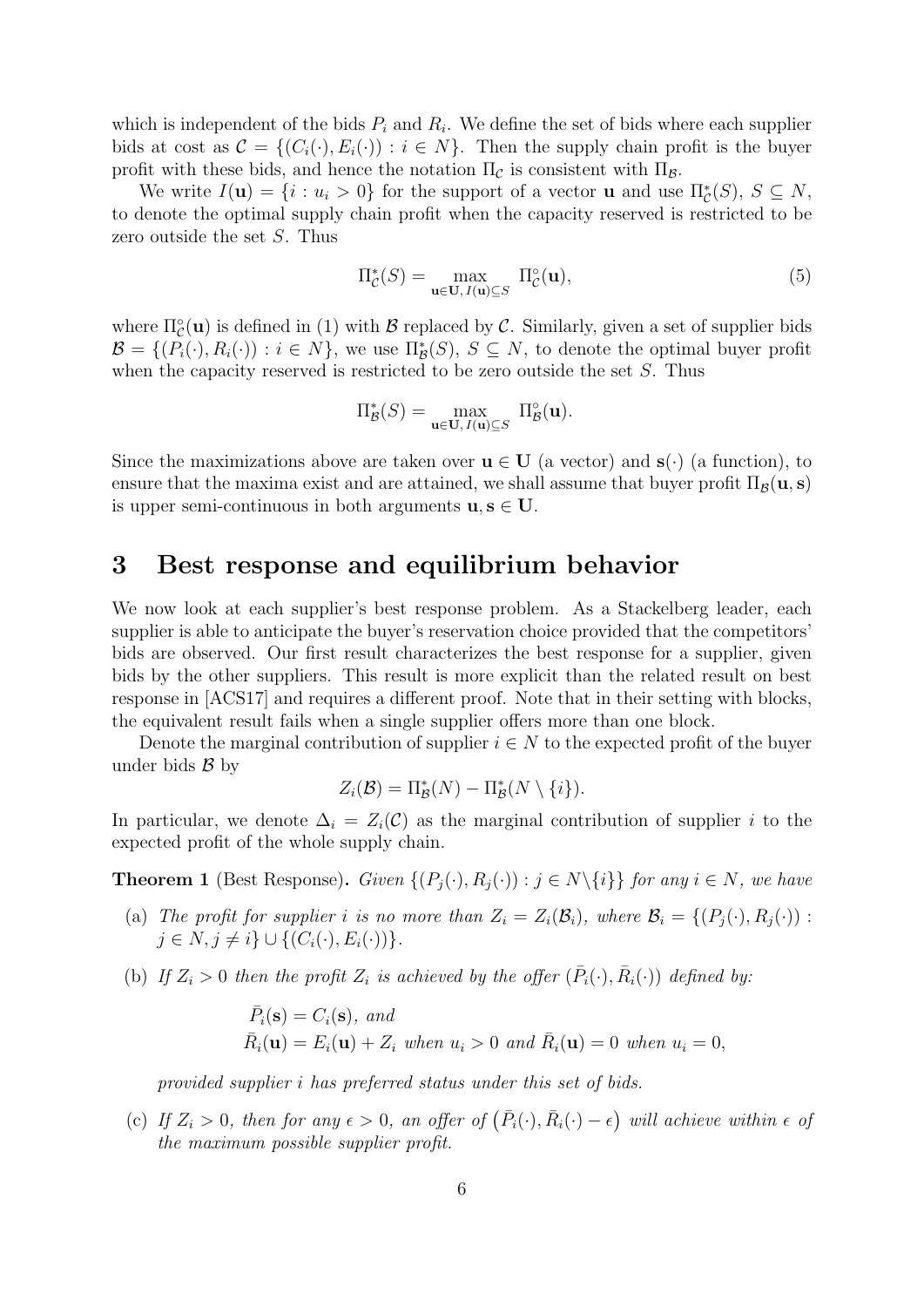which is independent of the bids $P_i$ and $R_i$. We define the set of bids where each supplier bids at cost as $\mathcal{C} = \{(C_i(\cdot), E_i(\cdot)) : i \in N\}$. Then the supply chain profit is the buyer profit with these bids, and hence the notation $\Pi_{\mathcal{C}}$ is consistent with $\Pi_{\mathcal{B}}$.

We write $I(\mathbf{u}) = \{i : u_i > 0\}$ for the support of a vector $\mathbf{u}$ and use $\Pi^*_{\mathcal{C}}(S)$, $S \subseteq N$, to denote the optimal supply chain profit when the capacity reserved is restricted to be zero outside the set $S$. Thus

$$\Pi^*_{\mathcal{C}}(S) = \max_{\mathbf{u} \in \mathbf{U},\, I(\mathbf{u}) \subseteq S} \Pi^\circ_{\mathcal{C}}(\mathbf{u}), \tag{5}$$

where $\Pi^\circ_{\mathcal{C}}(\mathbf{u})$ is defined in (1) with $\mathcal{B}$ replaced by $\mathcal{C}$. Similarly, given a set of supplier bids $\mathcal{B} = \{(P_i(\cdot), R_i(\cdot)) : i \in N\}$, we use $\Pi^*_{\mathcal{B}}(S)$, $S \subseteq N$, to denote the optimal buyer profit when the capacity reserved is restricted to be zero outside the set $S$. Thus

$$\Pi^*_{\mathcal{B}}(S) = \max_{\mathbf{u} \in \mathbf{U},\, I(\mathbf{u}) \subseteq S} \Pi^\circ_{\mathcal{B}}(\mathbf{u}).$$

Since the maximizations above are taken over $\mathbf{u} \in \mathbf{U}$ (a vector) and $\mathbf{s}(\cdot)$ (a function), to ensure that the maxima exist and are attained, we shall assume that buyer profit $\Pi_{\mathcal{B}}(\mathbf{u}, \mathbf{s})$ is upper semi-continuous in both arguments $\mathbf{u}, \mathbf{s} \in \mathbf{U}$.

# 3 Best response and equilibrium behavior

We now look at each supplier's best response problem. As a Stackelberg leader, each supplier is able to anticipate the buyer's reservation choice provided that the competitors' bids are observed. Our first result characterizes the best response for a supplier, given bids by the other suppliers. This result is more explicit than the related result on best response in [ACS17] and requires a different proof. Note that in their setting with blocks, the equivalent result fails when a single supplier offers more than one block.

Denote the marginal contribution of supplier $i \in N$ to the expected profit of the buyer under bids $\mathcal{B}$ by

$$Z_i(\mathcal{B}) = \Pi^*_{\mathcal{B}}(N) - \Pi^*_{\mathcal{B}}(N \setminus \{i\}).$$

In particular, we denote $\Delta_i = Z_i(\mathcal{C})$ as the marginal contribution of supplier $i$ to the expected profit of the whole supply chain.

**Theorem 1** (Best Response)**.** *Given $\{(P_j(\cdot), R_j(\cdot)) : j \in N \setminus \{i\}\}$ for any $i \in N$, we have*

(a) *The profit for supplier $i$ is no more than $Z_i = Z_i(\mathcal{B}_i)$, where $\mathcal{B}_i = \{(P_j(\cdot), R_j(\cdot)) : j \in N, j \neq i\} \cup \{(C_i(\cdot), E_i(\cdot))\}$.*

(b) *If $Z_i > 0$ then the profit $Z_i$ is achieved by the offer $(\bar{P}_i(\cdot), \bar{R}_i(\cdot))$ defined by:*

$$\bar{P}_i(\mathbf{s}) = C_i(\mathbf{s}), \text{ and}$$
$$\bar{R}_i(\mathbf{u}) = E_i(\mathbf{u}) + Z_i \text{ when } u_i > 0 \text{ and } \bar{R}_i(\mathbf{u}) = 0 \text{ when } u_i = 0,$$

*provided supplier $i$ has preferred status under this set of bids.*

(c) *If $Z_i > 0$, then for any $\epsilon > 0$, an offer of $\left(\bar{P}_i(\cdot), \bar{R}_i(\cdot) - \epsilon\right)$ will achieve within $\epsilon$ of the maximum possible supplier profit.*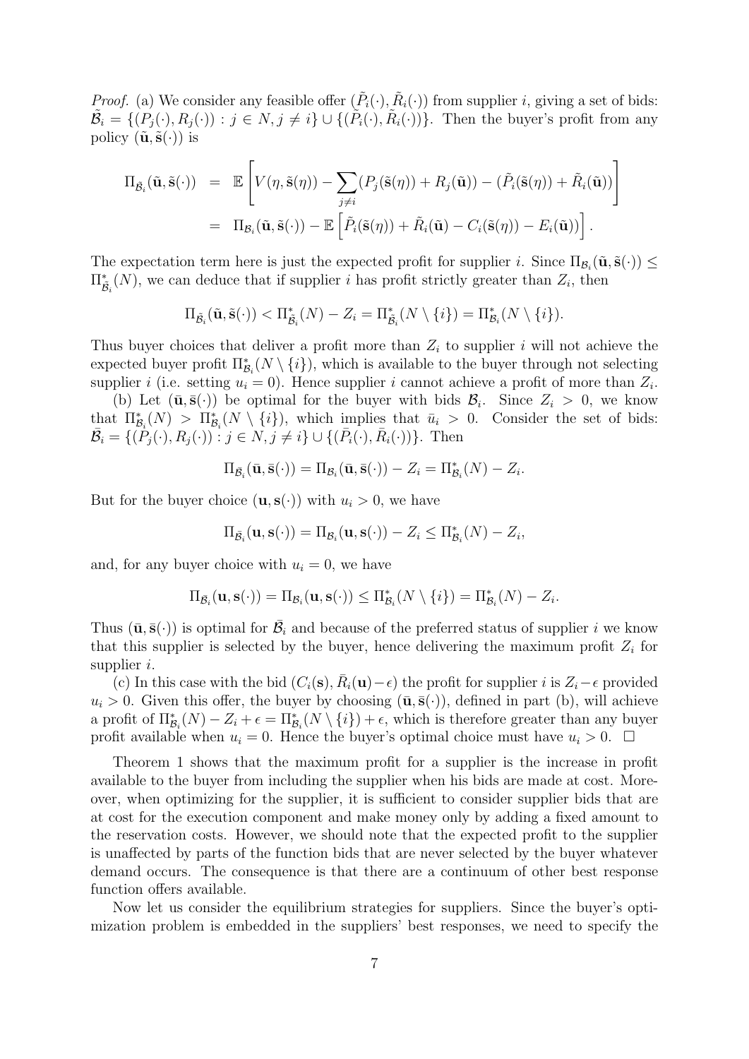*Proof.* (a) We consider any feasible offer $(\tilde{P}_i(\cdot), \tilde{R}_i(\cdot))$ from supplier $i$, giving a set of bids: $\tilde{\mathcal{B}}_i = \{(P_j(\cdot), R_j(\cdot)) : j \in N, j \neq i\} \cup \{(\tilde{P}_i(\cdot), \tilde{R}_i(\cdot))\}$. Then the buyer's profit from any policy $(\tilde{\mathbf{u}}, \tilde{\mathbf{s}}(\cdot))$ is

$$
\begin{aligned}
\Pi_{\tilde{\mathcal{B}}_i}(\tilde{\mathbf{u}}, \tilde{\mathbf{s}}(\cdot)) &= \mathbb{E}\left[V(\eta, \tilde{\mathbf{s}}(\eta)) - \sum_{j \neq i}(P_j(\tilde{\mathbf{s}}(\eta)) + R_j(\tilde{\mathbf{u}})) - (\tilde{P}_i(\tilde{\mathbf{s}}(\eta)) + \tilde{R}_i(\tilde{\mathbf{u}}))\right] \\
&= \Pi_{\mathcal{B}_i}(\tilde{\mathbf{u}}, \tilde{\mathbf{s}}(\cdot)) - \mathbb{E}\left[\tilde{P}_i(\tilde{\mathbf{s}}(\eta)) + \tilde{R}_i(\tilde{\mathbf{u}}) - C_i(\tilde{\mathbf{s}}(\eta)) - E_i(\tilde{\mathbf{u}})\right].
\end{aligned}
$$

The expectation term here is just the expected profit for supplier $i$. Since $\Pi_{\mathcal{B}_i}(\tilde{\mathbf{u}}, \tilde{\mathbf{s}}(\cdot)) \leq \Pi^*_{\tilde{\mathcal{B}}_i}(N)$, we can deduce that if supplier $i$ has profit strictly greater than $Z_i$, then

$$
\Pi_{\tilde{\mathcal{B}}_i}(\tilde{\mathbf{u}}, \tilde{\mathbf{s}}(\cdot)) < \Pi^*_{\tilde{\mathcal{B}}_i}(N) - Z_i = \Pi^*_{\tilde{\mathcal{B}}_i}(N \setminus \{i\}) = \Pi^*_{\mathcal{B}_i}(N \setminus \{i\}).
$$

Thus buyer choices that deliver a profit more than $Z_i$ to supplier $i$ will not achieve the expected buyer profit $\Pi^*_{\mathcal{B}_i}(N \setminus \{i\})$, which is available to the buyer through not selecting supplier $i$ (i.e. setting $u_i = 0$). Hence supplier $i$ cannot achieve a profit of more than $Z_i$.

(b) Let $(\bar{\mathbf{u}}, \bar{\mathbf{s}}(\cdot))$ be optimal for the buyer with bids $\mathcal{B}_i$. Since $Z_i > 0$, we know that $\Pi^*_{\mathcal{B}_i}(N) > \Pi^*_{\mathcal{B}_i}(N \setminus \{i\})$, which implies that $\bar{u}_i > 0$. Consider the set of bids: $\bar{\mathcal{B}}_i = \{(P_j(\cdot), R_j(\cdot)) : j \in N, j \neq i\} \cup \{(\bar{P}_i(\cdot), \bar{R}_i(\cdot))\}$. Then

$$
\Pi_{\bar{\mathcal{B}}_i}(\bar{\mathbf{u}}, \bar{\mathbf{s}}(\cdot)) = \Pi_{\mathcal{B}_i}(\bar{\mathbf{u}}, \bar{\mathbf{s}}(\cdot)) - Z_i = \Pi^*_{\mathcal{B}_i}(N) - Z_i.
$$

But for the buyer choice $(\mathbf{u}, \mathbf{s}(\cdot))$ with $u_i > 0$, we have

$$
\Pi_{\bar{\mathcal{B}}_i}(\mathbf{u}, \mathbf{s}(\cdot)) = \Pi_{\mathcal{B}_i}(\mathbf{u}, \mathbf{s}(\cdot)) - Z_i \leq \Pi^*_{\mathcal{B}_i}(N) - Z_i,
$$

and, for any buyer choice with $u_i = 0$, we have

$$
\Pi_{\bar{\mathcal{B}}_i}(\mathbf{u}, \mathbf{s}(\cdot)) = \Pi_{\mathcal{B}_i}(\mathbf{u}, \mathbf{s}(\cdot)) \leq \Pi^*_{\mathcal{B}_i}(N \setminus \{i\}) = \Pi^*_{\mathcal{B}_i}(N) - Z_i.
$$

Thus $(\bar{\mathbf{u}}, \bar{\mathbf{s}}(\cdot))$ is optimal for $\bar{\mathcal{B}}_i$ and because of the preferred status of supplier $i$ we know that this supplier is selected by the buyer, hence delivering the maximum profit $Z_i$ for supplier $i$.

(c) In this case with the bid $(C_i(\mathbf{s}), \bar{R}_i(\mathbf{u}) - \epsilon)$ the profit for supplier $i$ is $Z_i - \epsilon$ provided $u_i > 0$. Given this offer, the buyer by choosing $(\bar{\mathbf{u}}, \bar{\mathbf{s}}(\cdot))$, defined in part (b), will achieve a profit of $\Pi^*_{\mathcal{B}_i}(N) - Z_i + \epsilon = \Pi^*_{\mathcal{B}_i}(N \setminus \{i\}) + \epsilon$, which is therefore greater than any buyer profit available when $u_i = 0$. Hence the buyer's optimal choice must have $u_i > 0$. $\square$

Theorem 1 shows that the maximum profit for a supplier is the increase in profit available to the buyer from including the supplier when his bids are made at cost. Moreover, when optimizing for the supplier, it is sufficient to consider supplier bids that are at cost for the execution component and make money only by adding a fixed amount to the reservation costs. However, we should note that the expected profit to the supplier is unaffected by parts of the function bids that are never selected by the buyer whatever demand occurs. The consequence is that there are a continuum of other best response function offers available.

Now let us consider the equilibrium strategies for suppliers. Since the buyer's optimization problem is embedded in the suppliers' best responses, we need to specify the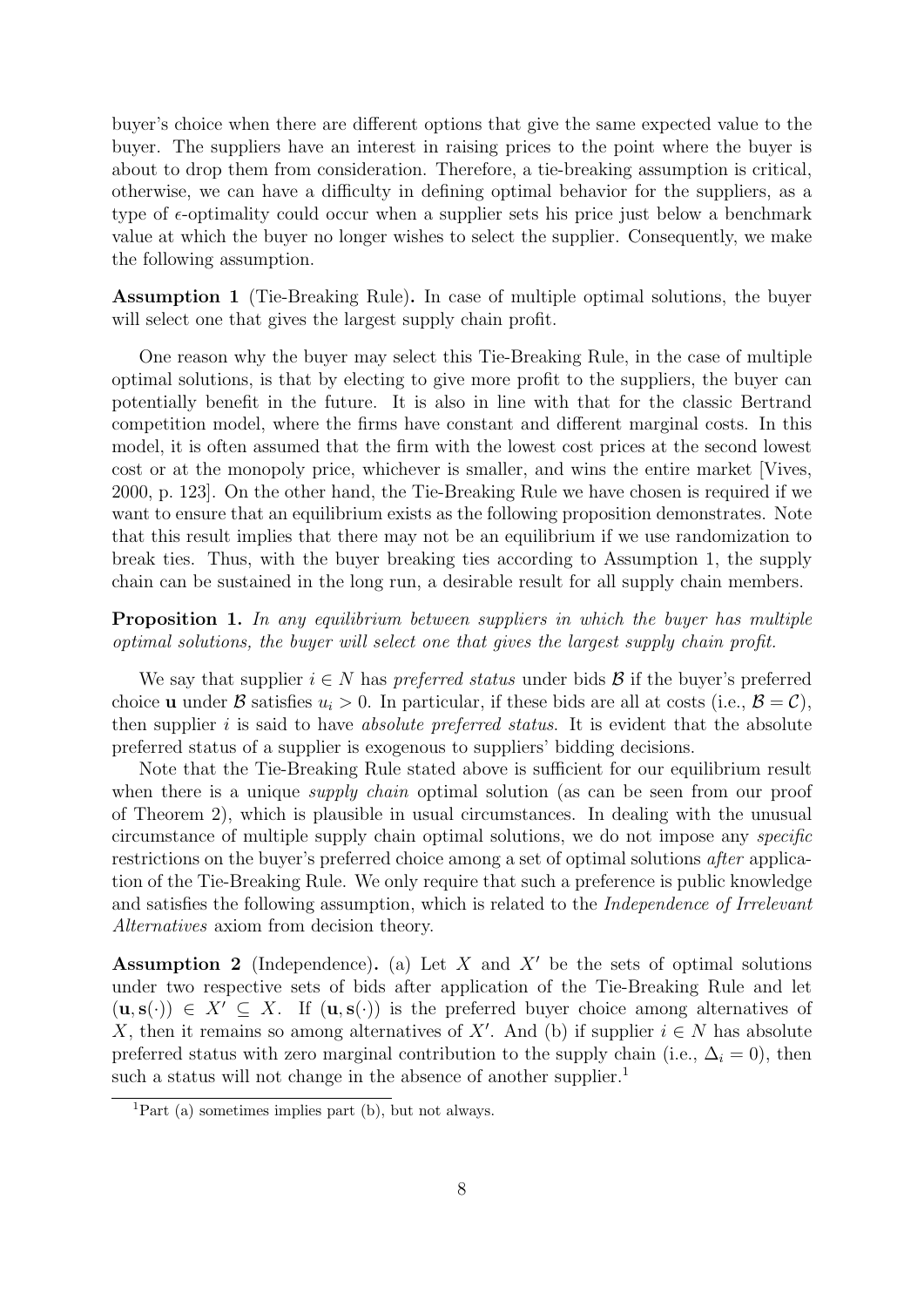buyer's choice when there are different options that give the same expected value to the buyer. The suppliers have an interest in raising prices to the point where the buyer is about to drop them from consideration. Therefore, a tie-breaking assumption is critical, otherwise, we can have a difficulty in defining optimal behavior for the suppliers, as a type of $\epsilon$-optimality could occur when a supplier sets his price just below a benchmark value at which the buyer no longer wishes to select the supplier. Consequently, we make the following assumption.

**Assumption 1** (Tie-Breaking Rule)**.** In case of multiple optimal solutions, the buyer will select one that gives the largest supply chain profit.

One reason why the buyer may select this Tie-Breaking Rule, in the case of multiple optimal solutions, is that by electing to give more profit to the suppliers, the buyer can potentially benefit in the future. It is also in line with that for the classic Bertrand competition model, where the firms have constant and different marginal costs. In this model, it is often assumed that the firm with the lowest cost prices at the second lowest cost or at the monopoly price, whichever is smaller, and wins the entire market [Vives, 2000, p. 123]. On the other hand, the Tie-Breaking Rule we have chosen is required if we want to ensure that an equilibrium exists as the following proposition demonstrates. Note that this result implies that there may not be an equilibrium if we use randomization to break ties. Thus, with the buyer breaking ties according to Assumption 1, the supply chain can be sustained in the long run, a desirable result for all supply chain members.

**Proposition 1.** *In any equilibrium between suppliers in which the buyer has multiple optimal solutions, the buyer will select one that gives the largest supply chain profit.*

We say that supplier $i \in N$ has *preferred status* under bids $\mathcal{B}$ if the buyer's preferred choice $\mathbf{u}$ under $\mathcal{B}$ satisfies $u_i > 0$. In particular, if these bids are all at costs (i.e., $\mathcal{B} = \mathcal{C}$), then supplier $i$ is said to have *absolute preferred status*. It is evident that the absolute preferred status of a supplier is exogenous to suppliers' bidding decisions.

Note that the Tie-Breaking Rule stated above is sufficient for our equilibrium result when there is a unique *supply chain* optimal solution (as can be seen from our proof of Theorem 2), which is plausible in usual circumstances. In dealing with the unusual circumstance of multiple supply chain optimal solutions, we do not impose any *specific* restrictions on the buyer's preferred choice among a set of optimal solutions *after* application of the Tie-Breaking Rule. We only require that such a preference is public knowledge and satisfies the following assumption, which is related to the *Independence of Irrelevant Alternatives* axiom from decision theory.

**Assumption 2** (Independence)**.** (a) Let $X$ and $X'$ be the sets of optimal solutions under two respective sets of bids after application of the Tie-Breaking Rule and let $(\mathbf{u}, \mathbf{s}(\cdot)) \in X' \subseteq X$. If $(\mathbf{u}, \mathbf{s}(\cdot))$ is the preferred buyer choice among alternatives of $X$, then it remains so among alternatives of $X'$. And (b) if supplier $i \in N$ has absolute preferred status with zero marginal contribution to the supply chain (i.e., $\Delta_i = 0$), then such a status will not change in the absence of another supplier.[1]

[1] Part (a) sometimes implies part (b), but not always.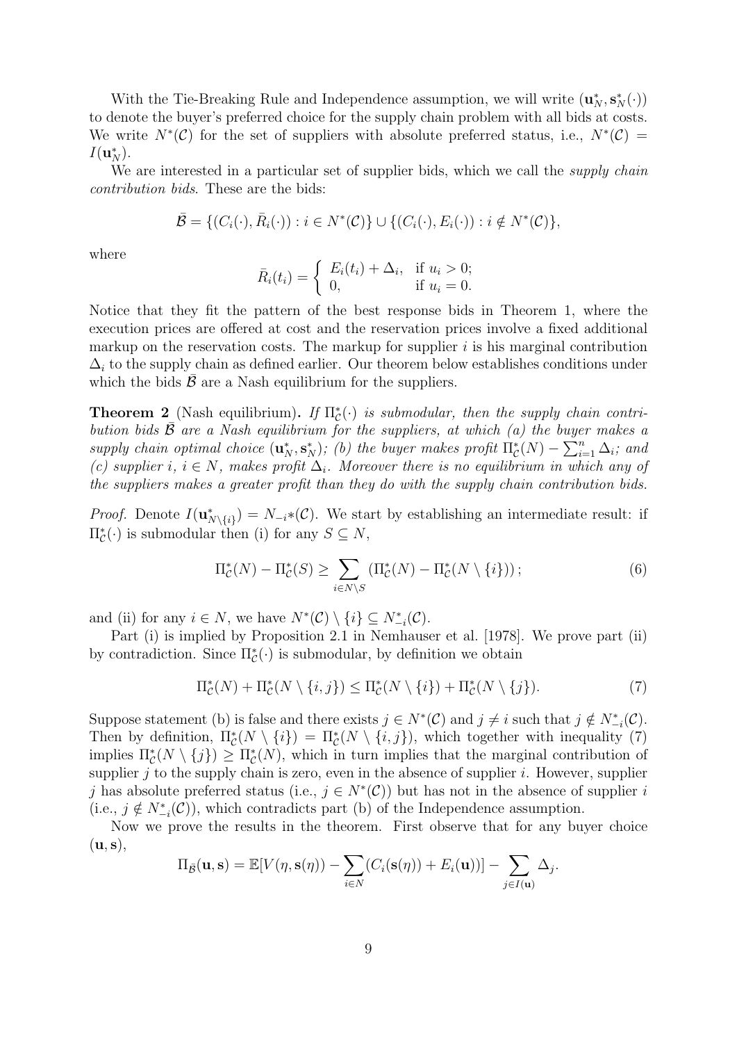With the Tie-Breaking Rule and Independence assumption, we will write $(\mathbf{u}_N^*, \mathbf{s}_N^*(\cdot))$ to denote the buyer's preferred choice for the supply chain problem with all bids at costs. We write $N^*(\mathcal{C})$ for the set of suppliers with absolute preferred status, i.e., $N^*(\mathcal{C}) = I(\mathbf{u}_N^*)$.

We are interested in a particular set of supplier bids, which we call the *supply chain contribution bids*. These are the bids:

$$\bar{\mathcal{B}} = \{(C_i(\cdot), \bar{R}_i(\cdot)) : i \in N^*(\mathcal{C})\} \cup \{(C_i(\cdot), E_i(\cdot)) : i \notin N^*(\mathcal{C})\},$$

where

$$\bar{R}_i(t_i) = \begin{cases} E_i(t_i) + \Delta_i, & \text{if } u_i > 0; \\ 0, & \text{if } u_i = 0. \end{cases}$$

Notice that they fit the pattern of the best response bids in Theorem 1, where the execution prices are offered at cost and the reservation prices involve a fixed additional markup on the reservation costs. The markup for supplier $i$ is his marginal contribution $\Delta_i$ to the supply chain as defined earlier. Our theorem below establishes conditions under which the bids $\bar{\mathcal{B}}$ are a Nash equilibrium for the suppliers.

**Theorem 2** (Nash equilibrium)**.** *If $\Pi_{\mathcal{C}}^*(\cdot)$ is submodular, then the supply chain contribution bids $\bar{\mathcal{B}}$ are a Nash equilibrium for the suppliers, at which (a) the buyer makes a supply chain optimal choice $(\mathbf{u}_N^*, \mathbf{s}_N^*)$; (b) the buyer makes profit $\Pi_{\mathcal{C}}^*(N) - \sum_{i=1}^n \Delta_i$; and (c) supplier $i$, $i \in N$, makes profit $\Delta_i$. Moreover there is no equilibrium in which any of the suppliers makes a greater profit than they do with the supply chain contribution bids.*

*Proof.* Denote $I(\mathbf{u}_{N\setminus\{i\}}^*) = N_{-i}*(\mathcal{C})$. We start by establishing an intermediate result: if $\Pi_{\mathcal{C}}^*(\cdot)$ is submodular then (i) for any $S \subseteq N$,

$$\Pi_{\mathcal{C}}^*(N) - \Pi_{\mathcal{C}}^*(S) \geq \sum_{i \in N \setminus S} \left(\Pi_{\mathcal{C}}^*(N) - \Pi_{\mathcal{C}}^*(N \setminus \{i\})\right); \tag{6}$$

and (ii) for any $i \in N$, we have $N^*(\mathcal{C}) \setminus \{i\} \subseteq N_{-i}^*(\mathcal{C})$.

Part (i) is implied by Proposition 2.1 in Nemhauser et al. [1978]. We prove part (ii) by contradiction. Since $\Pi_{\mathcal{C}}^*(\cdot)$ is submodular, by definition we obtain

$$\Pi_{\mathcal{C}}^*(N) + \Pi_{\mathcal{C}}^*(N \setminus \{i,j\}) \leq \Pi_{\mathcal{C}}^*(N \setminus \{i\}) + \Pi_{\mathcal{C}}^*(N \setminus \{j\}). \tag{7}$$

Suppose statement (b) is false and there exists $j \in N^*(\mathcal{C})$ and $j \neq i$ such that $j \notin N_{-i}^*(\mathcal{C})$. Then by definition, $\Pi_{\mathcal{C}}^*(N \setminus \{i\}) = \Pi_{\mathcal{C}}^*(N \setminus \{i,j\})$, which together with inequality (7) implies $\Pi_{\mathcal{C}}^*(N \setminus \{j\}) \geq \Pi_{\mathcal{C}}^*(N)$, which in turn implies that the marginal contribution of supplier $j$ to the supply chain is zero, even in the absence of supplier $i$. However, supplier $j$ has absolute preferred status (i.e., $j \in N^*(\mathcal{C})$) but has not in the absence of supplier $i$ (i.e., $j \notin N_{-i}^*(\mathcal{C})$), which contradicts part (b) of the Independence assumption.

Now we prove the results in the theorem. First observe that for any buyer choice $(\mathbf{u}, \mathbf{s})$,

$$\Pi_{\bar{\mathcal{B}}}(\mathbf{u}, \mathbf{s}) = \mathbb{E}[V(\eta, \mathbf{s}(\eta)) - \sum_{i \in N}(C_i(\mathbf{s}(\eta)) + E_i(\mathbf{u}))] - \sum_{j \in I(\mathbf{u})} \Delta_j.$$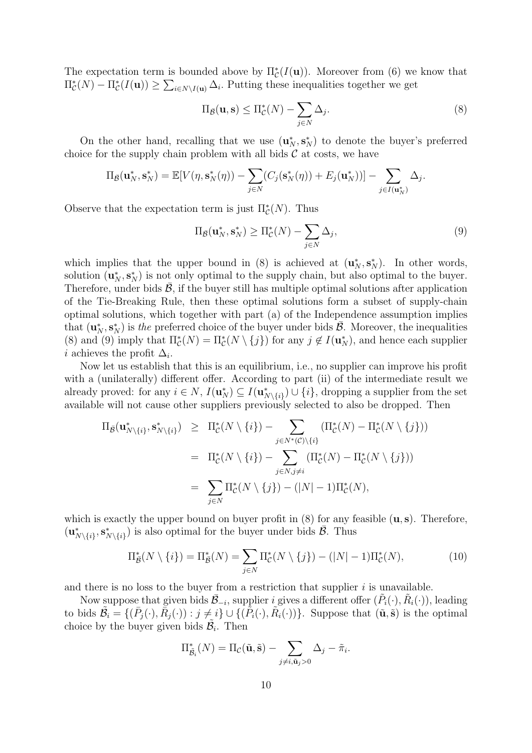The expectation term is bounded above by $\Pi^*_{\mathcal{C}}(I(\mathbf{u}))$. Moreover from (6) we know that $\Pi^*_{\mathcal{C}}(N) - \Pi^*_{\mathcal{C}}(I(\mathbf{u})) \geq \sum_{i \in N \setminus I(\mathbf{u})} \Delta_i$. Putting these inequalities together we get

$$\Pi_{\bar{\mathcal{B}}}(\mathbf{u}, \mathbf{s}) \leq \Pi^*_{\mathcal{C}}(N) - \sum_{j \in N} \Delta_j. \tag{8}$$

On the other hand, recalling that we use $(\mathbf{u}^*_N, \mathbf{s}^*_N)$ to denote the buyer's preferred choice for the supply chain problem with all bids $\mathcal{C}$ at costs, we have

$$\Pi_{\bar{\mathcal{B}}}(\mathbf{u}^*_N, \mathbf{s}^*_N) = \mathbb{E}[V(\eta, \mathbf{s}^*_N(\eta)) - \sum_{j \in N}(C_j(\mathbf{s}^*_N(\eta)) + E_j(\mathbf{u}^*_N))] - \sum_{j \in I(\mathbf{u}^*_N)} \Delta_j.$$

Observe that the expectation term is just $\Pi^*_{\mathcal{C}}(N)$. Thus

$$\Pi_{\bar{\mathcal{B}}}(\mathbf{u}^*_N, \mathbf{s}^*_N) \geq \Pi^*_{\mathcal{C}}(N) - \sum_{j \in N} \Delta_j, \tag{9}$$

which implies that the upper bound in (8) is achieved at $(\mathbf{u}^*_N, \mathbf{s}^*_N)$. In other words, solution $(\mathbf{u}^*_N, \mathbf{s}^*_N)$ is not only optimal to the supply chain, but also optimal to the buyer. Therefore, under bids $\bar{\mathcal{B}}$, if the buyer still has multiple optimal solutions after application of the Tie-Breaking Rule, then these optimal solutions form a subset of supply-chain optimal solutions, which together with part (a) of the Independence assumption implies that $(\mathbf{u}^*_N, \mathbf{s}^*_N)$ is *the* preferred choice of the buyer under bids $\bar{\mathcal{B}}$. Moreover, the inequalities (8) and (9) imply that $\Pi^*_{\mathcal{C}}(N) = \Pi^*_{\mathcal{C}}(N \setminus \{j\})$ for any $j \notin I(\mathbf{u}^*_N)$, and hence each supplier $i$ achieves the profit $\Delta_i$.

Now let us establish that this is an equilibrium, i.e., no supplier can improve his profit with a (unilaterally) different offer. According to part (ii) of the intermediate result we already proved: for any $i \in N$, $I(\mathbf{u}^*_N) \subseteq I(\mathbf{u}^*_{N \setminus \{i\}}) \cup \{i\}$, dropping a supplier from the set available will not cause other suppliers previously selected to also be dropped. Then

$$\begin{aligned}
\Pi_{\bar{\mathcal{B}}}(\mathbf{u}^*_{N \setminus \{i\}}, \mathbf{s}^*_{N \setminus \{i\}}) &\geq \Pi^*_{\mathcal{C}}(N \setminus \{i\}) - \sum_{j \in N^*(\mathcal{C}) \setminus \{i\}} (\Pi^*_{\mathcal{C}}(N) - \Pi^*_{\mathcal{C}}(N \setminus \{j\})) \\
&= \Pi^*_{\mathcal{C}}(N \setminus \{i\}) - \sum_{j \in N, j \neq i} (\Pi^*_{\mathcal{C}}(N) - \Pi^*_{\mathcal{C}}(N \setminus \{j\})) \\
&= \sum_{j \in N} \Pi^*_{\mathcal{C}}(N \setminus \{j\}) - (|N| - 1)\Pi^*_{\mathcal{C}}(N),
\end{aligned}$$

which is exactly the upper bound on buyer profit in (8) for any feasible $(\mathbf{u}, \mathbf{s})$. Therefore, $(\mathbf{u}^*_{N \setminus \{i\}}, \mathbf{s}^*_{N \setminus \{i\}})$ is also optimal for the buyer under bids $\bar{\mathcal{B}}$. Thus

$$\Pi^*_{\bar{\mathcal{B}}}(N \setminus \{i\}) = \Pi^*_{\bar{\mathcal{B}}}(N) = \sum_{j \in N} \Pi^*_{\mathcal{C}}(N \setminus \{j\}) - (|N| - 1)\Pi^*_{\mathcal{C}}(N), \tag{10}$$

and there is no loss to the buyer from a restriction that supplier $i$ is unavailable.

Now suppose that given bids $\bar{\mathcal{B}}_{-i}$, supplier $i$ gives a different offer $(\tilde{P}_i(\cdot), \tilde{R}_i(\cdot))$, leading to bids $\tilde{\mathcal{B}}_i = \{(\bar{P}_j(\cdot), \bar{R}_j(\cdot)) : j \neq i\} \cup \{(\tilde{P}_i(\cdot), \tilde{R}_i(\cdot))\}$. Suppose that $(\tilde{\mathbf{u}}, \tilde{\mathbf{s}})$ is the optimal choice by the buyer given bids $\tilde{\mathcal{B}}_i$. Then

$$\Pi^*_{\tilde{\mathcal{B}}_i}(N) = \Pi_{\mathcal{C}}(\tilde{\mathbf{u}}, \tilde{\mathbf{s}}) - \sum_{j \neq i, \tilde{\mathbf{u}}_j > 0} \Delta_j - \tilde{\pi}_i.$$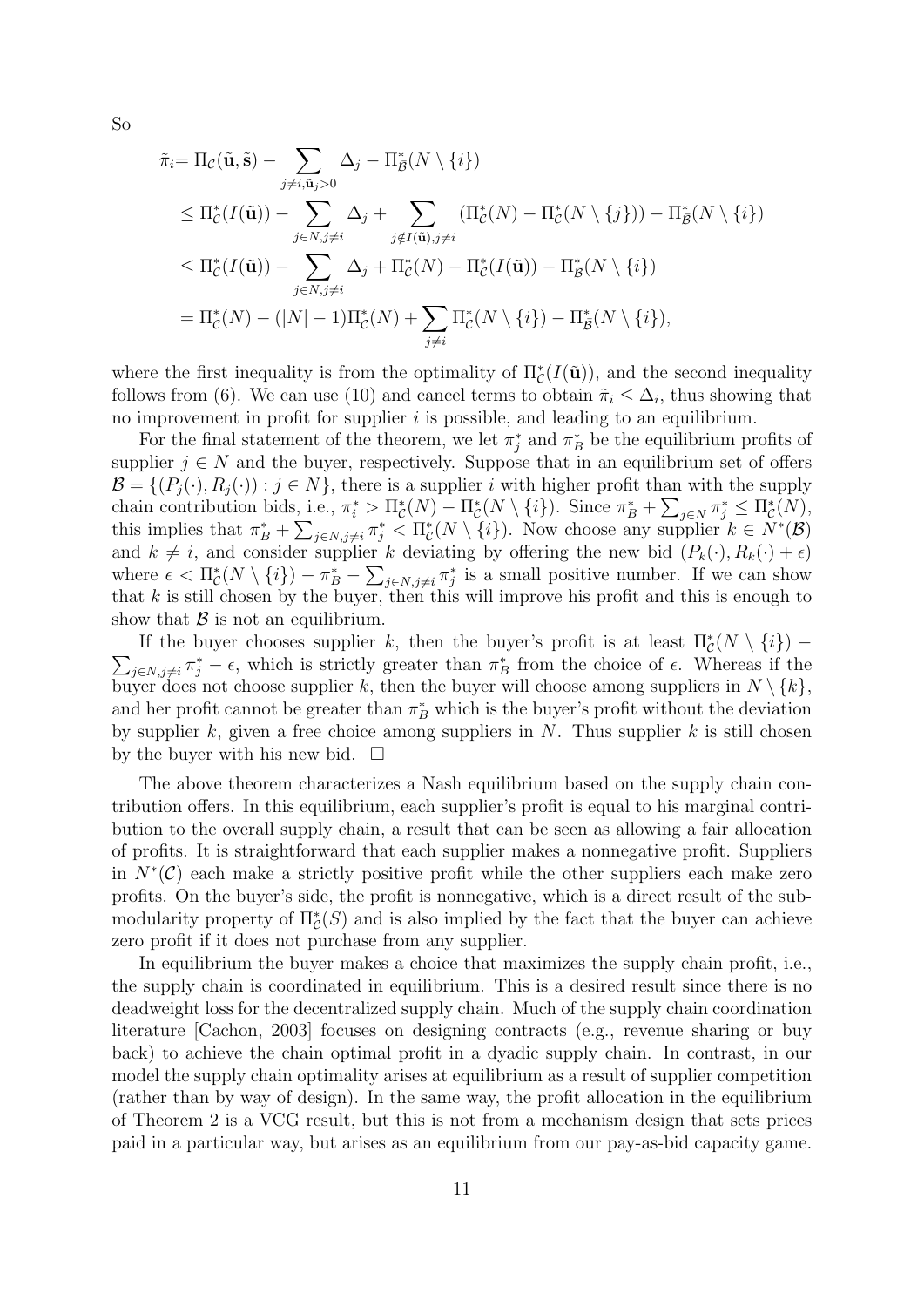So

$$
\begin{aligned}
\tilde{\pi}_i &= \Pi_{\mathcal{C}}(\tilde{\mathbf{u}}, \tilde{\mathbf{s}}) - \sum_{j \neq i, \tilde{\mathbf{u}}_j > 0} \Delta_j - \Pi^*_{\mathcal{B}}(N \setminus \{i\}) \\
&\leq \Pi^*_{\mathcal{C}}(I(\tilde{\mathbf{u}})) - \sum_{j \in N, j \neq i} \Delta_j + \sum_{j \notin I(\tilde{\mathbf{u}}), j \neq i} (\Pi^*_{\mathcal{C}}(N) - \Pi^*_{\mathcal{C}}(N \setminus \{j\})) - \Pi^*_{\mathcal{B}}(N \setminus \{i\}) \\
&\leq \Pi^*_{\mathcal{C}}(I(\tilde{\mathbf{u}})) - \sum_{j \in N, j \neq i} \Delta_j + \Pi^*_{\mathcal{C}}(N) - \Pi^*_{\mathcal{C}}(I(\tilde{\mathbf{u}})) - \Pi^*_{\mathcal{B}}(N \setminus \{i\}) \\
&= \Pi^*_{\mathcal{C}}(N) - (|N| - 1)\Pi^*_{\mathcal{C}}(N) + \sum_{j \neq i} \Pi^*_{\mathcal{C}}(N \setminus \{i\}) - \Pi^*_{\mathcal{B}}(N \setminus \{i\}),
\end{aligned}
$$

where the first inequality is from the optimality of $\Pi^*_{\mathcal{C}}(I(\tilde{\mathbf{u}}))$, and the second inequality follows from (6). We can use (10) and cancel terms to obtain $\tilde{\pi}_i \leq \Delta_i$, thus showing that no improvement in profit for supplier $i$ is possible, and leading to an equilibrium.

For the final statement of the theorem, we let $\pi^*_j$ and $\pi^*_B$ be the equilibrium profits of supplier $j \in N$ and the buyer, respectively. Suppose that in an equilibrium set of offers $\mathcal{B} = \{(P_j(\cdot), R_j(\cdot)) : j \in N\}$, there is a supplier $i$ with higher profit than with the supply chain contribution bids, i.e., $\pi^*_i > \Pi^*_{\mathcal{C}}(N) - \Pi^*_{\mathcal{C}}(N \setminus \{i\})$. Since $\pi^*_B + \sum_{j \in N} \pi^*_j \leq \Pi^*_{\mathcal{C}}(N)$, this implies that $\pi^*_B + \sum_{j \in N, j \neq i} \pi^*_j < \Pi^*_{\mathcal{C}}(N \setminus \{i\})$. Now choose any supplier $k \in N^*(\mathcal{B})$ and $k \neq i$, and consider supplier $k$ deviating by offering the new bid $(P_k(\cdot), R_k(\cdot) + \epsilon)$ where $\epsilon < \Pi^*_{\mathcal{C}}(N \setminus \{i\}) - \pi^*_B - \sum_{j \in N, j \neq i} \pi^*_j$ is a small positive number. If we can show that $k$ is still chosen by the buyer, then this will improve his profit and this is enough to show that $\mathcal{B}$ is not an equilibrium.

If the buyer chooses supplier $k$, then the buyer's profit is at least $\Pi^*_{\mathcal{C}}(N \setminus \{i\}) - \sum_{j \in N, j \neq i} \pi^*_j - \epsilon$, which is strictly greater than $\pi^*_B$ from the choice of $\epsilon$. Whereas if the buyer does not choose supplier $k$, then the buyer will choose among suppliers in $N \setminus \{k\}$, and her profit cannot be greater than $\pi^*_B$ which is the buyer's profit without the deviation by supplier $k$, given a free choice among suppliers in $N$. Thus supplier $k$ is still chosen by the buyer with his new bid. $\square$

The above theorem characterizes a Nash equilibrium based on the supply chain contribution offers. In this equilibrium, each supplier's profit is equal to his marginal contribution to the overall supply chain, a result that can be seen as allowing a fair allocation of profits. It is straightforward that each supplier makes a nonnegative profit. Suppliers in $N^*(\mathcal{C})$ each make a strictly positive profit while the other suppliers each make zero profits. On the buyer's side, the profit is nonnegative, which is a direct result of the submodularity property of $\Pi^*_{\mathcal{C}}(S)$ and is also implied by the fact that the buyer can achieve zero profit if it does not purchase from any supplier.

In equilibrium the buyer makes a choice that maximizes the supply chain profit, i.e., the supply chain is coordinated in equilibrium. This is a desired result since there is no deadweight loss for the decentralized supply chain. Much of the supply chain coordination literature [Cachon, 2003] focuses on designing contracts (e.g., revenue sharing or buy back) to achieve the chain optimal profit in a dyadic supply chain. In contrast, in our model the supply chain optimality arises at equilibrium as a result of supplier competition (rather than by way of design). In the same way, the profit allocation in the equilibrium of Theorem 2 is a VCG result, but this is not from a mechanism design that sets prices paid in a particular way, but arises as an equilibrium from our pay-as-bid capacity game.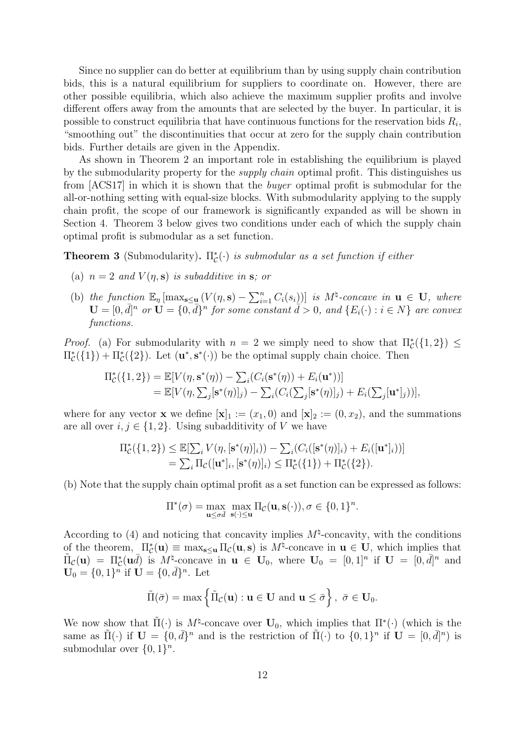Since no supplier can do better at equilibrium than by using supply chain contribution bids, this is a natural equilibrium for suppliers to coordinate on. However, there are other possible equilibria, which also achieve the maximum supplier profits and involve different offers away from the amounts that are selected by the buyer. In particular, it is possible to construct equilibria that have continuous functions for the reservation bids $R_i$, "smoothing out" the discontinuities that occur at zero for the supply chain contribution bids. Further details are given in the Appendix.

As shown in Theorem 2 an important role in establishing the equilibrium is played by the submodularity property for the *supply chain* optimal profit. This distinguishes us from [ACS17] in which it is shown that the *buyer* optimal profit is submodular for the all-or-nothing setting with equal-size blocks. With submodularity applying to the supply chain profit, the scope of our framework is significantly expanded as will be shown in Section 4. Theorem 3 below gives two conditions under each of which the supply chain optimal profit is submodular as a set function.

**Theorem 3** (Submodularity). *$\Pi^*_{\mathcal{C}}(\cdot)$ is submodular as a set function if either*

(a) *$n = 2$ and $V(\eta, \mathbf{s})$ is subadditive in $\mathbf{s}$; or*

(b) *the function $\mathbb{E}_\eta \left[\max_{\mathbf{s}\leq\mathbf{u}} \left(V(\eta,\mathbf{s}) - \sum_{i=1}^n C_i(s_i)\right)\right]$ is $M^\natural$-concave in $\mathbf{u} \in \mathbf{U}$, where $\mathbf{U} = [0, \bar{d}]^n$ or $\mathbf{U} = \{0, \bar{d}\}^n$ for some constant $\bar{d} > 0$, and $\{E_i(\cdot) : i \in N\}$ are convex functions.*

*Proof.* (a) For submodularity with $n = 2$ we simply need to show that $\Pi^*_{\mathcal{C}}(\{1, 2\}) \leq \Pi^*_{\mathcal{C}}(\{1\}) + \Pi^*_{\mathcal{C}}(\{2\})$. Let $(\mathbf{u}^*, \mathbf{s}^*(\cdot))$ be the optimal supply chain choice. Then

$$
\begin{aligned}
\Pi^*_{\mathcal{C}}(\{1, 2\}) &= \mathbb{E}[V(\eta, \mathbf{s}^*(\eta)) - \textstyle\sum_i (C_i(\mathbf{s}^*(\eta)) + E_i(\mathbf{u}^*))] \\
&= \mathbb{E}[V(\eta, \textstyle\sum_j [\mathbf{s}^*(\eta)]_j) - \textstyle\sum_i (C_i(\textstyle\sum_j [\mathbf{s}^*(\eta)]_j) + E_i(\textstyle\sum_j [\mathbf{u}^*]_j))],
\end{aligned}
$$

where for any vector $\mathbf{x}$ we define $[\mathbf{x}]_1 := (x_1, 0)$ and $[\mathbf{x}]_2 := (0, x_2)$, and the summations are all over $i, j \in \{1, 2\}$. Using subadditivity of $V$ we have

$$
\begin{aligned}
\Pi^*_{\mathcal{C}}(\{1, 2\}) &\leq \mathbb{E}[\textstyle\sum_i V(\eta, [\mathbf{s}^*(\eta)]_i)) - \textstyle\sum_i (C_i([\mathbf{s}^*(\eta)]_i) + E_i([\mathbf{u}^*]_i))] \\
&= \textstyle\sum_i \Pi_{\mathcal{C}}([\mathbf{u}^*]_i, [\mathbf{s}^*(\eta)]_i) \leq \Pi^*_{\mathcal{C}}(\{1\}) + \Pi^*_{\mathcal{C}}(\{2\}).
\end{aligned}
$$

(b) Note that the supply chain optimal profit as a set function can be expressed as follows:

$$
\Pi^*(\sigma) = \max_{\mathbf{u}\leq\sigma\bar{d}} \max_{\mathbf{s}(\cdot)\leq\mathbf{u}} \Pi_{\mathcal{C}}(\mathbf{u}, \mathbf{s}(\cdot)), \sigma \in \{0, 1\}^n.
$$

According to (4) and noticing that concavity implies $M^\natural$-concavity, with the conditions of the theorem, $\Pi^*_{\mathcal{C}}(\mathbf{u}) \equiv \max_{\mathbf{s}\leq\mathbf{u}} \Pi_{\mathcal{C}}(\mathbf{u}, \mathbf{s})$ is $M^\natural$-concave in $\mathbf{u} \in \mathbf{U}$, which implies that $\tilde{\Pi}_{\mathcal{C}}(\mathbf{u}) = \Pi^*_{\mathcal{C}}(\mathbf{u}\bar{d})$ is $M^\natural$-concave in $\mathbf{u} \in \mathbf{U}_0$, where $\mathbf{U}_0 = [0, 1]^n$ if $\mathbf{U} = [0, \bar{d}]^n$ and $\mathbf{U}_0 = \{0, 1\}^n$ if $\mathbf{U} = \{0, \bar{d}\}^n$. Let

$$
\tilde{\Pi}(\bar{\sigma}) = \max\left\{\tilde{\Pi}_{\mathcal{C}}(\mathbf{u}) : \mathbf{u} \in \mathbf{U} \text{ and } \mathbf{u} \leq \bar{\sigma}\right\}, \ \bar{\sigma} \in \mathbf{U}_0.
$$

We now show that $\tilde{\Pi}(\cdot)$ is $M^\natural$-concave over $\mathbf{U}_0$, which implies that $\Pi^*(\cdot)$ (which is the same as $\tilde{\Pi}(\cdot)$ if $\mathbf{U} = \{0, \bar{d}\}^n$ and is the restriction of $\tilde{\Pi}(\cdot)$ to $\{0, 1\}^n$ if $\mathbf{U} = [0, \bar{d}]^n$) is submodular over $\{0, 1\}^n$.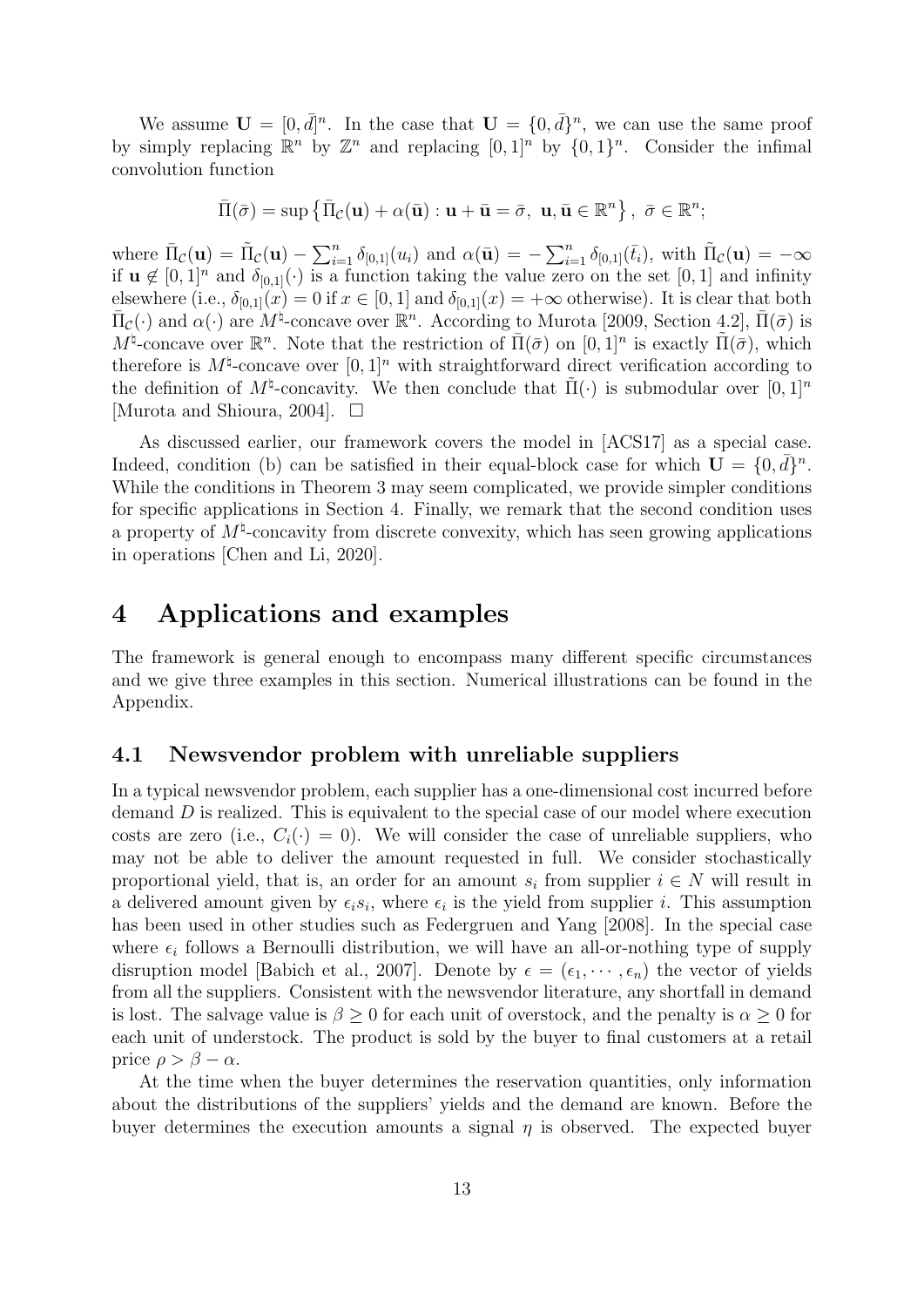We assume $\mathbf{U} = [0, \bar{d}]^n$. In the case that $\mathbf{U} = \{0, \bar{d}\}^n$, we can use the same proof by simply replacing $\mathbb{R}^n$ by $\mathbb{Z}^n$ and replacing $[0,1]^n$ by $\{0,1\}^n$. Consider the infimal convolution function

$$\bar{\Pi}(\bar{\sigma}) = \sup\left\{\bar{\Pi}_{\mathcal{C}}(\mathbf{u}) + \alpha(\bar{\mathbf{u}}) : \mathbf{u} + \bar{\mathbf{u}} = \bar{\sigma},\ \mathbf{u}, \bar{\mathbf{u}} \in \mathbb{R}^n\right\},\ \bar{\sigma} \in \mathbb{R}^n;$$

where $\bar{\Pi}_{\mathcal{C}}(\mathbf{u}) = \tilde{\Pi}_{\mathcal{C}}(\mathbf{u}) - \sum_{i=1}^n \delta_{[0,1]}(u_i)$ and $\alpha(\bar{\mathbf{u}}) = -\sum_{i=1}^n \delta_{[0,1]}(\bar{t}_i)$, with $\tilde{\Pi}_{\mathcal{C}}(\mathbf{u}) = -\infty$ if $\mathbf{u} \notin [0,1]^n$ and $\delta_{[0,1]}(\cdot)$ is a function taking the value zero on the set $[0,1]$ and infinity elsewhere (i.e., $\delta_{[0,1]}(x) = 0$ if $x \in [0,1]$ and $\delta_{[0,1]}(x) = +\infty$ otherwise). It is clear that both $\bar{\Pi}_{\mathcal{C}}(\cdot)$ and $\alpha(\cdot)$ are $M^\natural$-concave over $\mathbb{R}^n$. According to Murota [2009, Section 4.2], $\bar{\Pi}(\bar{\sigma})$ is $M^\natural$-concave over $\mathbb{R}^n$. Note that the restriction of $\bar{\Pi}(\bar{\sigma})$ on $[0,1]^n$ is exactly $\tilde{\Pi}(\bar{\sigma})$, which therefore is $M^\natural$-concave over $[0,1]^n$ with straightforward direct verification according to the definition of $M^\natural$-concavity. We then conclude that $\tilde{\Pi}(\cdot)$ is submodular over $[0,1]^n$ [Murota and Shioura, 2004]. $\square$

As discussed earlier, our framework covers the model in [ACS17] as a special case. Indeed, condition (b) can be satisfied in their equal-block case for which $\mathbf{U} = \{0, \bar{d}\}^n$. While the conditions in Theorem 3 may seem complicated, we provide simpler conditions for specific applications in Section 4. Finally, we remark that the second condition uses a property of $M^\natural$-concavity from discrete convexity, which has seen growing applications in operations [Chen and Li, 2020].

# 4 Applications and examples

The framework is general enough to encompass many different specific circumstances and we give three examples in this section. Numerical illustrations can be found in the Appendix.

## 4.1 Newsvendor problem with unreliable suppliers

In a typical newsvendor problem, each supplier has a one-dimensional cost incurred before demand $D$ is realized. This is equivalent to the special case of our model where execution costs are zero (i.e., $C_i(\cdot) = 0$). We will consider the case of unreliable suppliers, who may not be able to deliver the amount requested in full. We consider stochastically proportional yield, that is, an order for an amount $s_i$ from supplier $i \in N$ will result in a delivered amount given by $\epsilon_i s_i$, where $\epsilon_i$ is the yield from supplier $i$. This assumption has been used in other studies such as Federgruen and Yang [2008]. In the special case where $\epsilon_i$ follows a Bernoulli distribution, we will have an all-or-nothing type of supply disruption model [Babich et al., 2007]. Denote by $\epsilon = (\epsilon_1, \cdots, \epsilon_n)$ the vector of yields from all the suppliers. Consistent with the newsvendor literature, any shortfall in demand is lost. The salvage value is $\beta \geq 0$ for each unit of overstock, and the penalty is $\alpha \geq 0$ for each unit of understock. The product is sold by the buyer to final customers at a retail price $\rho > \beta - \alpha$.

At the time when the buyer determines the reservation quantities, only information about the distributions of the suppliers' yields and the demand are known. Before the buyer determines the execution amounts a signal $\eta$ is observed. The expected buyer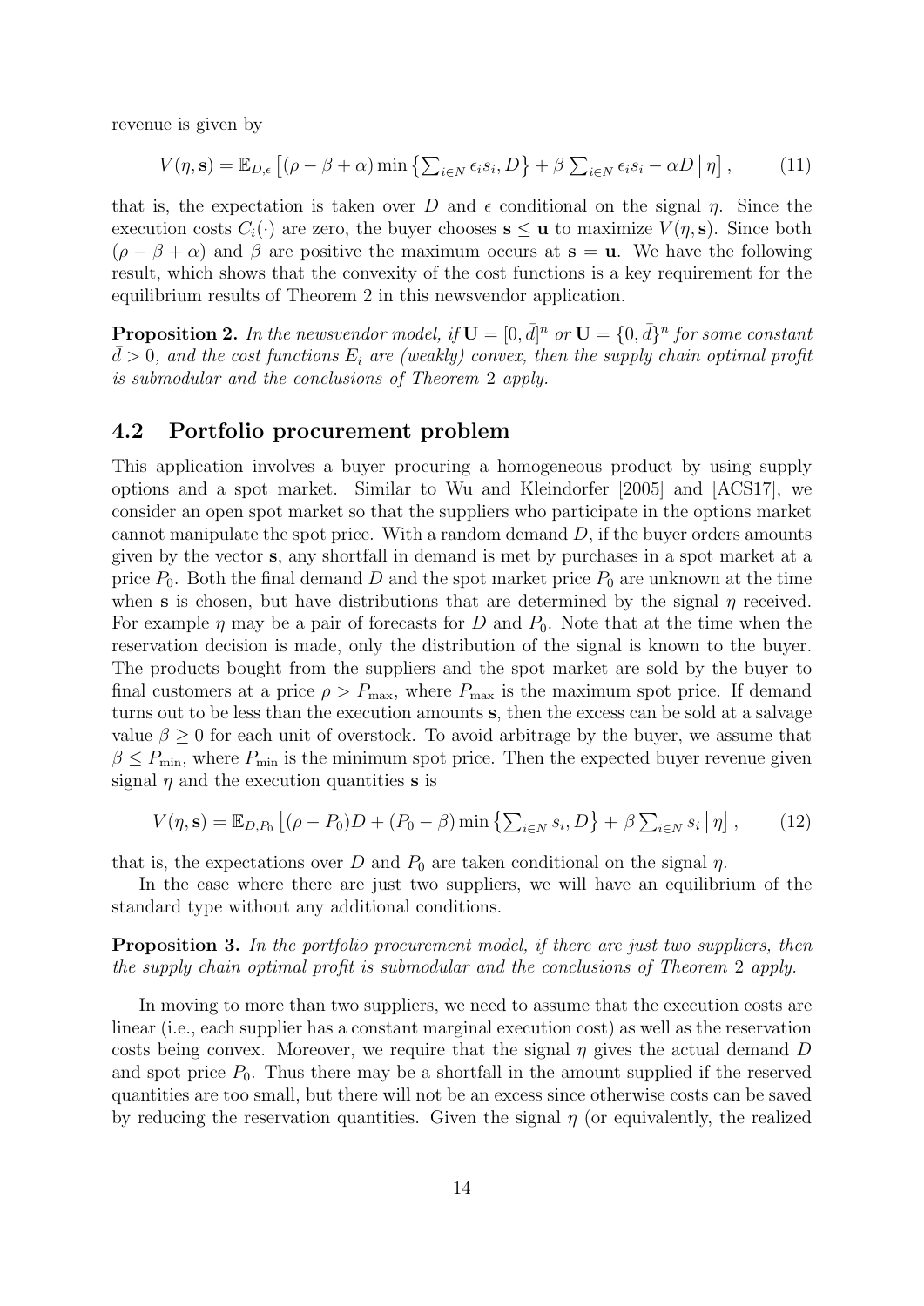revenue is given by

$$V(\eta, \mathbf{s}) = \mathbb{E}_{D,\epsilon}\left[(\rho - \beta + \alpha)\min\left\{\textstyle\sum_{i \in N} \epsilon_i s_i, D\right\} + \beta \textstyle\sum_{i \in N} \epsilon_i s_i - \alpha D \,\middle|\, \eta\right], \tag{11}$$

that is, the expectation is taken over $D$ and $\epsilon$ conditional on the signal $\eta$. Since the execution costs $C_i(\cdot)$ are zero, the buyer chooses $\mathbf{s} \leq \mathbf{u}$ to maximize $V(\eta, \mathbf{s})$. Since both $(\rho - \beta + \alpha)$ and $\beta$ are positive the maximum occurs at $\mathbf{s} = \mathbf{u}$. We have the following result, which shows that the convexity of the cost functions is a key requirement for the equilibrium results of Theorem 2 in this newsvendor application.

**Proposition 2.** *In the newsvendor model, if $\mathbf{U} = [0, \bar{d}]^n$ or $\mathbf{U} = \{0, \bar{d}\}^n$ for some constant $\bar{d} > 0$, and the cost functions $E_i$ are (weakly) convex, then the supply chain optimal profit is submodular and the conclusions of Theorem 2 apply.*

## 4.2 Portfolio procurement problem

This application involves a buyer procuring a homogeneous product by using supply options and a spot market. Similar to Wu and Kleindorfer [2005] and [ACS17], we consider an open spot market so that the suppliers who participate in the options market cannot manipulate the spot price. With a random demand $D$, if the buyer orders amounts given by the vector $\mathbf{s}$, any shortfall in demand is met by purchases in a spot market at a price $P_0$. Both the final demand $D$ and the spot market price $P_0$ are unknown at the time when $\mathbf{s}$ is chosen, but have distributions that are determined by the signal $\eta$ received. For example $\eta$ may be a pair of forecasts for $D$ and $P_0$. Note that at the time when the reservation decision is made, only the distribution of the signal is known to the buyer. The products bought from the suppliers and the spot market are sold by the buyer to final customers at a price $\rho > P_{\max}$, where $P_{\max}$ is the maximum spot price. If demand turns out to be less than the execution amounts $\mathbf{s}$, then the excess can be sold at a salvage value $\beta \geq 0$ for each unit of overstock. To avoid arbitrage by the buyer, we assume that $\beta \leq P_{\min}$, where $P_{\min}$ is the minimum spot price. Then the expected buyer revenue given signal $\eta$ and the execution quantities $\mathbf{s}$ is

$$V(\eta, \mathbf{s}) = \mathbb{E}_{D,P_0}\left[(\rho - P_0)D + (P_0 - \beta)\min\left\{\textstyle\sum_{i \in N} s_i, D\right\} + \beta \textstyle\sum_{i \in N} s_i \,\middle|\, \eta\right], \tag{12}$$

that is, the expectations over $D$ and $P_0$ are taken conditional on the signal $\eta$.

In the case where there are just two suppliers, we will have an equilibrium of the standard type without any additional conditions.

**Proposition 3.** *In the portfolio procurement model, if there are just two suppliers, then the supply chain optimal profit is submodular and the conclusions of Theorem 2 apply.*

In moving to more than two suppliers, we need to assume that the execution costs are linear (i.e., each supplier has a constant marginal execution cost) as well as the reservation costs being convex. Moreover, we require that the signal $\eta$ gives the actual demand $D$ and spot price $P_0$. Thus there may be a shortfall in the amount supplied if the reserved quantities are too small, but there will not be an excess since otherwise costs can be saved by reducing the reservation quantities. Given the signal $\eta$ (or equivalently, the realized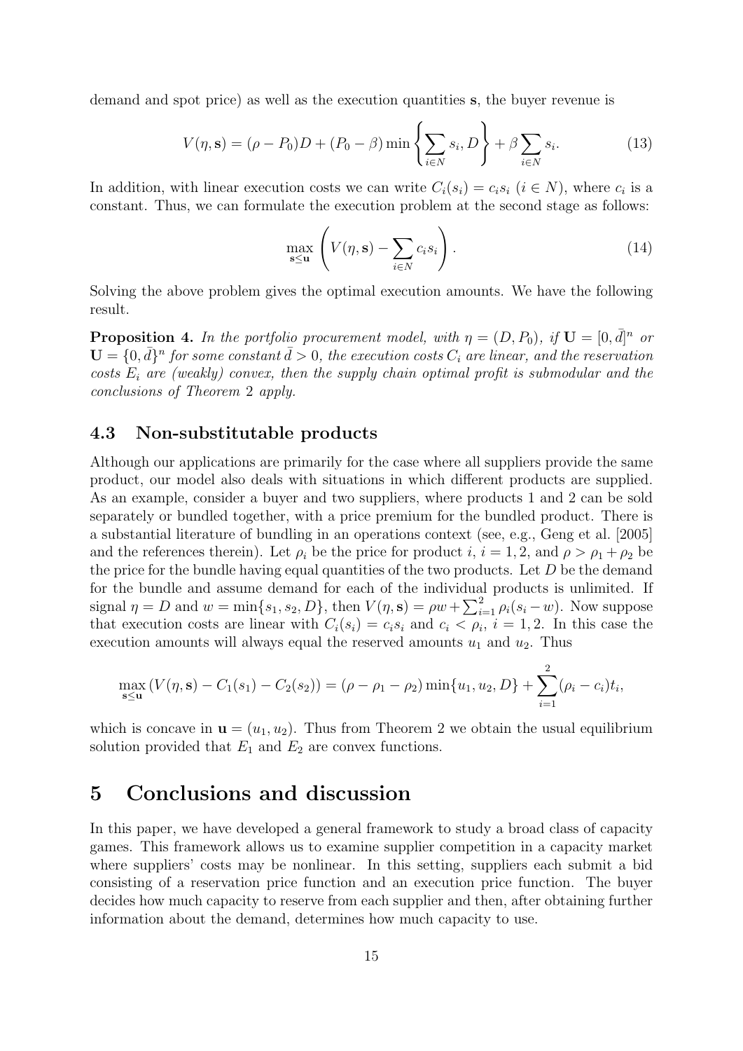demand and spot price) as well as the execution quantities $\mathbf{s}$, the buyer revenue is

$$V(\eta, \mathbf{s}) = (\rho - P_0)D + (P_0 - \beta)\min\left\{\sum_{i \in N} s_i, D\right\} + \beta \sum_{i \in N} s_i. \tag{13}$$

In addition, with linear execution costs we can write $C_i(s_i) = c_i s_i$ ($i \in N$), where $c_i$ is a constant. Thus, we can formulate the execution problem at the second stage as follows:

$$\max_{\mathbf{s} \leq \mathbf{u}} \left( V(\eta, \mathbf{s}) - \sum_{i \in N} c_i s_i \right). \tag{14}$$

Solving the above problem gives the optimal execution amounts. We have the following result.

**Proposition 4.** *In the portfolio procurement model, with $\eta = (D, P_0)$, if $\mathbf{U} = [0, \bar{d}]^n$ or $\mathbf{U} = \{0, \bar{d}\}^n$ for some constant $\bar{d} > 0$, the execution costs $C_i$ are linear, and the reservation costs $E_i$ are (weakly) convex, then the supply chain optimal profit is submodular and the conclusions of Theorem 2 apply.*

### 4.3 Non-substitutable products

Although our applications are primarily for the case where all suppliers provide the same product, our model also deals with situations in which different products are supplied. As an example, consider a buyer and two suppliers, where products 1 and 2 can be sold separately or bundled together, with a price premium for the bundled product. There is a substantial literature of bundling in an operations context (see, e.g., Geng et al. [2005] and the references therein). Let $\rho_i$ be the price for product $i$, $i = 1, 2$, and $\rho > \rho_1 + \rho_2$ be the price for the bundle having equal quantities of the two products. Let $D$ be the demand for the bundle and assume demand for each of the individual products is unlimited. If signal $\eta = D$ and $w = \min\{s_1, s_2, D\}$, then $V(\eta, \mathbf{s}) = \rho w + \sum_{i=1}^{2} \rho_i (s_i - w)$. Now suppose that execution costs are linear with $C_i(s_i) = c_i s_i$ and $c_i < \rho_i$, $i = 1, 2$. In this case the execution amounts will always equal the reserved amounts $u_1$ and $u_2$. Thus

$$\max_{\mathbf{s} \leq \mathbf{u}} (V(\eta, \mathbf{s}) - C_1(s_1) - C_2(s_2)) = (\rho - \rho_1 - \rho_2)\min\{u_1, u_2, D\} + \sum_{i=1}^{2} (\rho_i - c_i) t_i,$$

which is concave in $\mathbf{u} = (u_1, u_2)$. Thus from Theorem 2 we obtain the usual equilibrium solution provided that $E_1$ and $E_2$ are convex functions.

## 5 Conclusions and discussion

In this paper, we have developed a general framework to study a broad class of capacity games. This framework allows us to examine supplier competition in a capacity market where suppliers' costs may be nonlinear. In this setting, suppliers each submit a bid consisting of a reservation price function and an execution price function. The buyer decides how much capacity to reserve from each supplier and then, after obtaining further information about the demand, determines how much capacity to use.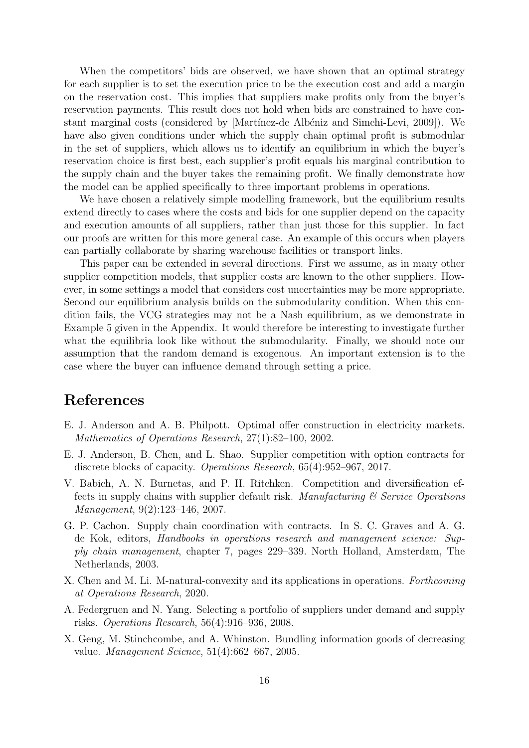When the competitors' bids are observed, we have shown that an optimal strategy for each supplier is to set the execution price to be the execution cost and add a margin on the reservation cost. This implies that suppliers make profits only from the buyer's reservation payments. This result does not hold when bids are constrained to have constant marginal costs (considered by [Martínez-de Albéniz and Simchi-Levi, 2009]). We have also given conditions under which the supply chain optimal profit is submodular in the set of suppliers, which allows us to identify an equilibrium in which the buyer's reservation choice is first best, each supplier's profit equals his marginal contribution to the supply chain and the buyer takes the remaining profit. We finally demonstrate how the model can be applied specifically to three important problems in operations.

We have chosen a relatively simple modelling framework, but the equilibrium results extend directly to cases where the costs and bids for one supplier depend on the capacity and execution amounts of all suppliers, rather than just those for this supplier. In fact our proofs are written for this more general case. An example of this occurs when players can partially collaborate by sharing warehouse facilities or transport links.

This paper can be extended in several directions. First we assume, as in many other supplier competition models, that supplier costs are known to the other suppliers. However, in some settings a model that considers cost uncertainties may be more appropriate. Second our equilibrium analysis builds on the submodularity condition. When this condition fails, the VCG strategies may not be a Nash equilibrium, as we demonstrate in Example 5 given in the Appendix. It would therefore be interesting to investigate further what the equilibria look like without the submodularity. Finally, we should note our assumption that the random demand is exogenous. An important extension is to the case where the buyer can influence demand through setting a price.

# References

E. J. Anderson and A. B. Philpott. Optimal offer construction in electricity markets. *Mathematics of Operations Research*, 27(1):82–100, 2002.

E. J. Anderson, B. Chen, and L. Shao. Supplier competition with option contracts for discrete blocks of capacity. *Operations Research*, 65(4):952–967, 2017.

V. Babich, A. N. Burnetas, and P. H. Ritchken. Competition and diversification effects in supply chains with supplier default risk. *Manufacturing & Service Operations Management*, 9(2):123–146, 2007.

G. P. Cachon. Supply chain coordination with contracts. In S. C. Graves and A. G. de Kok, editors, *Handbooks in operations research and management science: Supply chain management*, chapter 7, pages 229–339. North Holland, Amsterdam, The Netherlands, 2003.

X. Chen and M. Li. M-natural-convexity and its applications in operations. *Forthcoming at Operations Research*, 2020.

A. Federgruen and N. Yang. Selecting a portfolio of suppliers under demand and supply risks. *Operations Research*, 56(4):916–936, 2008.

X. Geng, M. Stinchcombe, and A. Whinston. Bundling information goods of decreasing value. *Management Science*, 51(4):662–667, 2005.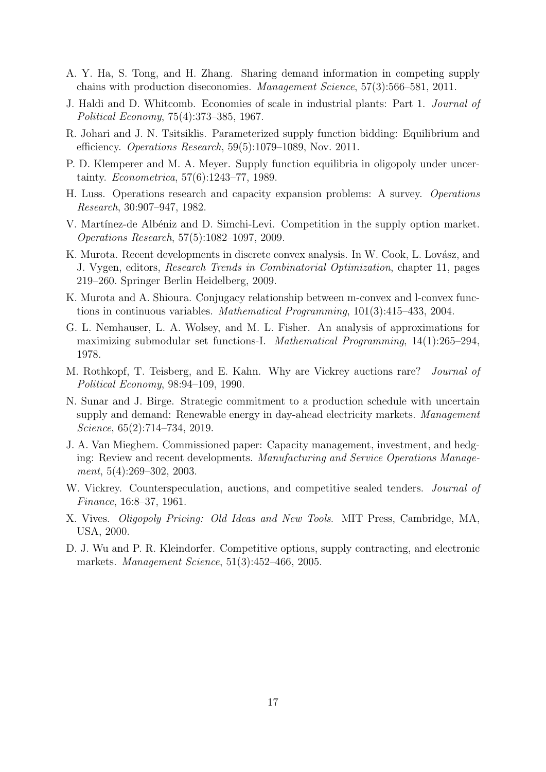A. Y. Ha, S. Tong, and H. Zhang. Sharing demand information in competing supply chains with production diseconomies. *Management Science*, 57(3):566–581, 2011.

J. Haldi and D. Whitcomb. Economies of scale in industrial plants: Part 1. *Journal of Political Economy*, 75(4):373–385, 1967.

R. Johari and J. N. Tsitsiklis. Parameterized supply function bidding: Equilibrium and efficiency. *Operations Research*, 59(5):1079–1089, Nov. 2011.

P. D. Klemperer and M. A. Meyer. Supply function equilibria in oligopoly under uncertainty. *Econometrica*, 57(6):1243–77, 1989.

H. Luss. Operations research and capacity expansion problems: A survey. *Operations Research*, 30:907–947, 1982.

V. Martínez-de Albéniz and D. Simchi-Levi. Competition in the supply option market. *Operations Research*, 57(5):1082–1097, 2009.

K. Murota. Recent developments in discrete convex analysis. In W. Cook, L. Lovász, and J. Vygen, editors, *Research Trends in Combinatorial Optimization*, chapter 11, pages 219–260. Springer Berlin Heidelberg, 2009.

K. Murota and A. Shioura. Conjugacy relationship between m-convex and l-convex functions in continuous variables. *Mathematical Programming*, 101(3):415–433, 2004.

G. L. Nemhauser, L. A. Wolsey, and M. L. Fisher. An analysis of approximations for maximizing submodular set functions-I. *Mathematical Programming*, 14(1):265–294, 1978.

M. Rothkopf, T. Teisberg, and E. Kahn. Why are Vickrey auctions rare? *Journal of Political Economy*, 98:94–109, 1990.

N. Sunar and J. Birge. Strategic commitment to a production schedule with uncertain supply and demand: Renewable energy in day-ahead electricity markets. *Management Science*, 65(2):714–734, 2019.

J. A. Van Mieghem. Commissioned paper: Capacity management, investment, and hedging: Review and recent developments. *Manufacturing and Service Operations Management*, 5(4):269–302, 2003.

W. Vickrey. Counterspeculation, auctions, and competitive sealed tenders. *Journal of Finance*, 16:8–37, 1961.

X. Vives. *Oligopoly Pricing: Old Ideas and New Tools*. MIT Press, Cambridge, MA, USA, 2000.

D. J. Wu and P. R. Kleindorfer. Competitive options, supply contracting, and electronic markets. *Management Science*, 51(3):452–466, 2005.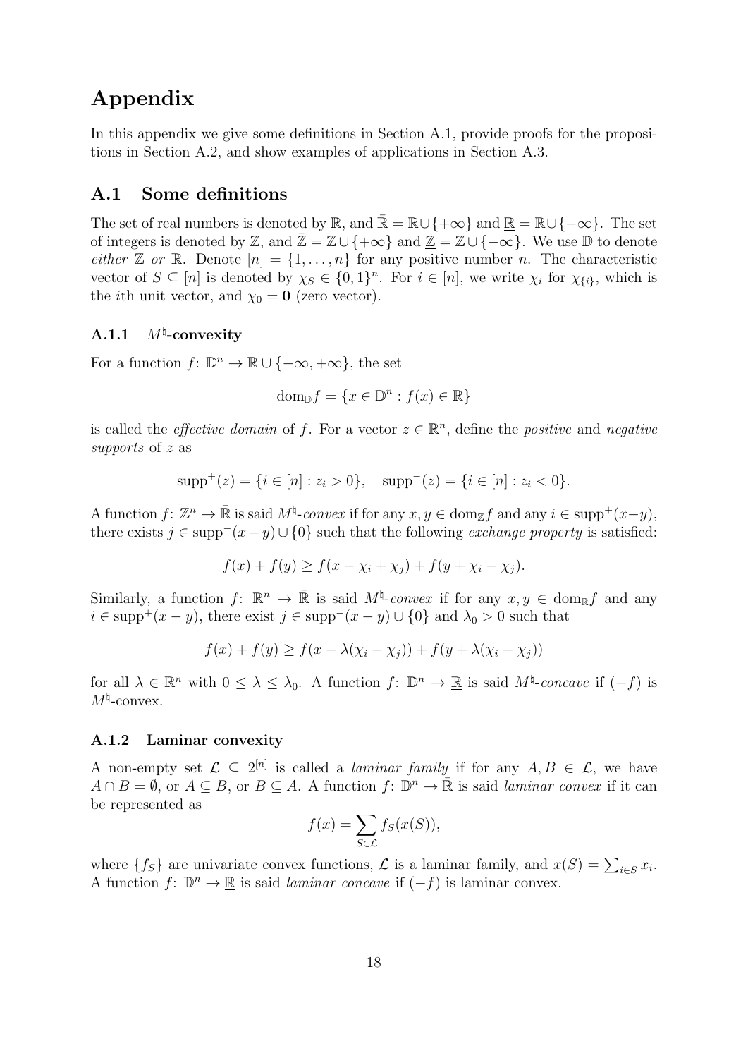# Appendix

In this appendix we give some definitions in Section A.1, provide proofs for the propositions in Section A.2, and show examples of applications in Section A.3.

## A.1 Some definitions

The set of real numbers is denoted by $\mathbb{R}$, and $\bar{\mathbb{R}} = \mathbb{R} \cup \{+\infty\}$ and $\underline{\mathbb{R}} = \mathbb{R} \cup \{-\infty\}$. The set of integers is denoted by $\mathbb{Z}$, and $\bar{\mathbb{Z}} = \mathbb{Z} \cup \{+\infty\}$ and $\underline{\mathbb{Z}} = \mathbb{Z} \cup \{-\infty\}$. We use $\mathbb{D}$ to denote *either* $\mathbb{Z}$ *or* $\mathbb{R}$. Denote $[n] = \{1, \ldots, n\}$ for any positive number $n$. The characteristic vector of $S \subseteq [n]$ is denoted by $\chi_S \in \{0,1\}^n$. For $i \in [n]$, we write $\chi_i$ for $\chi_{\{i\}}$, which is the $i$th unit vector, and $\chi_0 = \mathbf{0}$ (zero vector).

### A.1.1 $M^\natural$-convexity

For a function $f\colon \mathbb{D}^n \to \mathbb{R} \cup \{-\infty, +\infty\}$, the set

$$\mathrm{dom}_{\mathbb{D}} f = \{x \in \mathbb{D}^n : f(x) \in \mathbb{R}\}$$

is called the *effective domain* of $f$. For a vector $z \in \mathbb{R}^n$, define the *positive* and *negative supports* of $z$ as

$$\mathrm{supp}^+(z) = \{i \in [n] : z_i > 0\}, \quad \mathrm{supp}^-(z) = \{i \in [n] : z_i < 0\}.$$

A function $f\colon \mathbb{Z}^n \to \bar{\mathbb{R}}$ is said $M^\natural$*-convex* if for any $x, y \in \mathrm{dom}_{\mathbb{Z}} f$ and any $i \in \mathrm{supp}^+(x-y)$, there exists $j \in \mathrm{supp}^-(x-y) \cup \{0\}$ such that the following *exchange property* is satisfied:

$$f(x) + f(y) \geq f(x - \chi_i + \chi_j) + f(y + \chi_i - \chi_j).$$

Similarly, a function $f\colon \mathbb{R}^n \to \bar{\mathbb{R}}$ is said $M^\natural$*-convex* if for any $x, y \in \mathrm{dom}_{\mathbb{R}} f$ and any $i \in \mathrm{supp}^+(x-y)$, there exist $j \in \mathrm{supp}^-(x-y) \cup \{0\}$ and $\lambda_0 > 0$ such that

$$f(x) + f(y) \geq f(x - \lambda(\chi_i - \chi_j)) + f(y + \lambda(\chi_i - \chi_j))$$

for all $\lambda \in \mathbb{R}^n$ with $0 \leq \lambda \leq \lambda_0$. A function $f\colon \mathbb{D}^n \to \underline{\mathbb{R}}$ is said $M^\natural$*-concave* if $(-f)$ is $M^\natural$-convex.

### A.1.2 Laminar convexity

A non-empty set $\mathcal{L} \subseteq 2^{[n]}$ is called a *laminar family* if for any $A, B \in \mathcal{L}$, we have $A \cap B = \emptyset$, or $A \subseteq B$, or $B \subseteq A$. A function $f\colon \mathbb{D}^n \to \bar{\mathbb{R}}$ is said *laminar convex* if it can be represented as

$$f(x) = \sum_{S \in \mathcal{L}} f_S(x(S)),$$

where $\{f_S\}$ are univariate convex functions, $\mathcal{L}$ is a laminar family, and $x(S) = \sum_{i \in S} x_i$. A function $f\colon \mathbb{D}^n \to \underline{\mathbb{R}}$ is said *laminar concave* if $(-f)$ is laminar convex.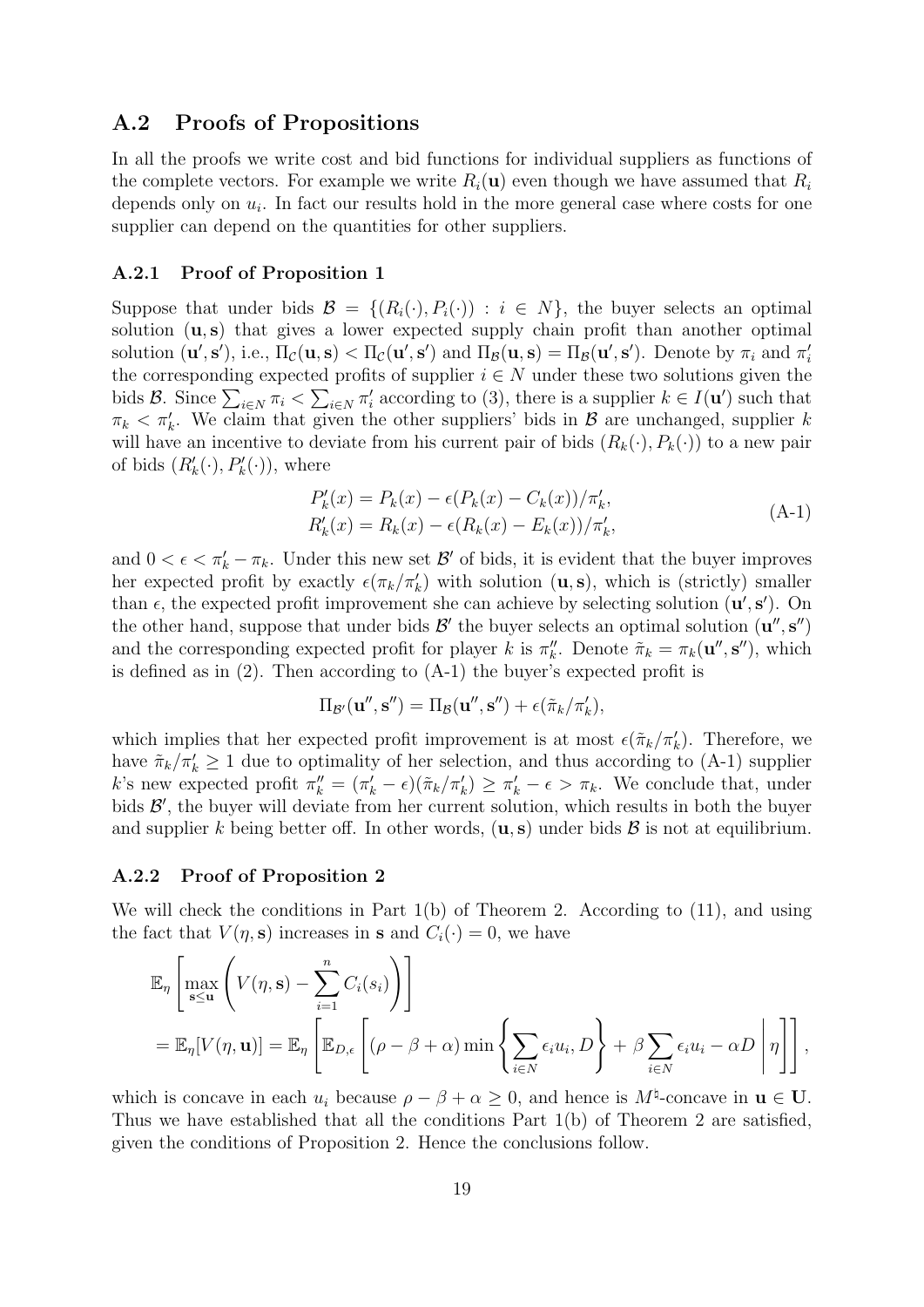## A.2 Proofs of Propositions

In all the proofs we write cost and bid functions for individual suppliers as functions of the complete vectors. For example we write $R_i(\mathbf{u})$ even though we have assumed that $R_i$ depends only on $u_i$. In fact our results hold in the more general case where costs for one supplier can depend on the quantities for other suppliers.

### A.2.1 Proof of Proposition 1

Suppose that under bids $\mathcal{B} = \{(R_i(\cdot), P_i(\cdot)) : i \in N\}$, the buyer selects an optimal solution $(\mathbf{u}, \mathbf{s})$ that gives a lower expected supply chain profit than another optimal solution $(\mathbf{u}', \mathbf{s}')$, i.e., $\Pi_{\mathcal{C}}(\mathbf{u}, \mathbf{s}) < \Pi_{\mathcal{C}}(\mathbf{u}', \mathbf{s}')$ and $\Pi_{\mathcal{B}}(\mathbf{u}, \mathbf{s}) = \Pi_{\mathcal{B}}(\mathbf{u}', \mathbf{s}')$. Denote by $\pi_i$ and $\pi_i'$ the corresponding expected profits of supplier $i \in N$ under these two solutions given the bids $\mathcal{B}$. Since $\sum_{i \in N} \pi_i < \sum_{i \in N} \pi_i'$ according to (3), there is a supplier $k \in I(\mathbf{u}')$ such that $\pi_k < \pi_k'$. We claim that given the other suppliers' bids in $\mathcal{B}$ are unchanged, supplier $k$ will have an incentive to deviate from his current pair of bids $(R_k(\cdot), P_k(\cdot))$ to a new pair of bids $(R_k'(\cdot), P_k'(\cdot))$, where

$$
\begin{aligned}
P_k'(x) &= P_k(x) - \epsilon(P_k(x) - C_k(x))/\pi_k', \\
R_k'(x) &= R_k(x) - \epsilon(R_k(x) - E_k(x))/\pi_k',
\end{aligned}
\tag{A-1}
$$

and $0 < \epsilon < \pi_k' - \pi_k$. Under this new set $\mathcal{B}'$ of bids, it is evident that the buyer improves her expected profit by exactly $\epsilon(\pi_k/\pi_k')$ with solution $(\mathbf{u}, \mathbf{s})$, which is (strictly) smaller than $\epsilon$, the expected profit improvement she can achieve by selecting solution $(\mathbf{u}', \mathbf{s}')$. On the other hand, suppose that under bids $\mathcal{B}'$ the buyer selects an optimal solution $(\mathbf{u}'', \mathbf{s}'')$ and the corresponding expected profit for player $k$ is $\pi_k''$. Denote $\tilde{\pi}_k = \pi_k(\mathbf{u}'', \mathbf{s}'')$, which is defined as in (2). Then according to (A-1) the buyer's expected profit is

$$
\Pi_{\mathcal{B}'}(\mathbf{u}'', \mathbf{s}'') = \Pi_{\mathcal{B}}(\mathbf{u}'', \mathbf{s}'') + \epsilon(\tilde{\pi}_k/\pi_k'),
$$

which implies that her expected profit improvement is at most $\epsilon(\tilde{\pi}_k/\pi_k')$. Therefore, we have $\tilde{\pi}_k/\pi_k' \geq 1$ due to optimality of her selection, and thus according to (A-1) supplier $k$'s new expected profit $\pi_k'' = (\pi_k' - \epsilon)(\tilde{\pi}_k/\pi_k') \geq \pi_k' - \epsilon > \pi_k$. We conclude that, under bids $\mathcal{B}'$, the buyer will deviate from her current solution, which results in both the buyer and supplier $k$ being better off. In other words, $(\mathbf{u}, \mathbf{s})$ under bids $\mathcal{B}$ is not at equilibrium.

### A.2.2 Proof of Proposition 2

We will check the conditions in Part 1(b) of Theorem 2. According to (11), and using the fact that $V(\eta, \mathbf{s})$ increases in $\mathbf{s}$ and $C_i(\cdot) = 0$, we have

$$
\begin{aligned}
&\mathbb{E}_\eta \left[ \max_{\mathbf{s} \leq \mathbf{u}} \left( V(\eta, \mathbf{s}) - \sum_{i=1}^n C_i(s_i) \right) \right] \\
&= \mathbb{E}_\eta [V(\eta, \mathbf{u})] = \mathbb{E}_\eta \left[ \mathbb{E}_{D,\epsilon} \left[ (\rho - \beta + \alpha) \min \left\{ \sum_{i \in N} \epsilon_i u_i, D \right\} + \beta \sum_{i \in N} \epsilon_i u_i - \alpha D \,\middle|\, \eta \right] \right],
\end{aligned}
$$

which is concave in each $u_i$ because $\rho - \beta + \alpha \geq 0$, and hence is $M^\natural$-concave in $\mathbf{u} \in \mathbf{U}$. Thus we have established that all the conditions Part 1(b) of Theorem 2 are satisfied, given the conditions of Proposition 2. Hence the conclusions follow.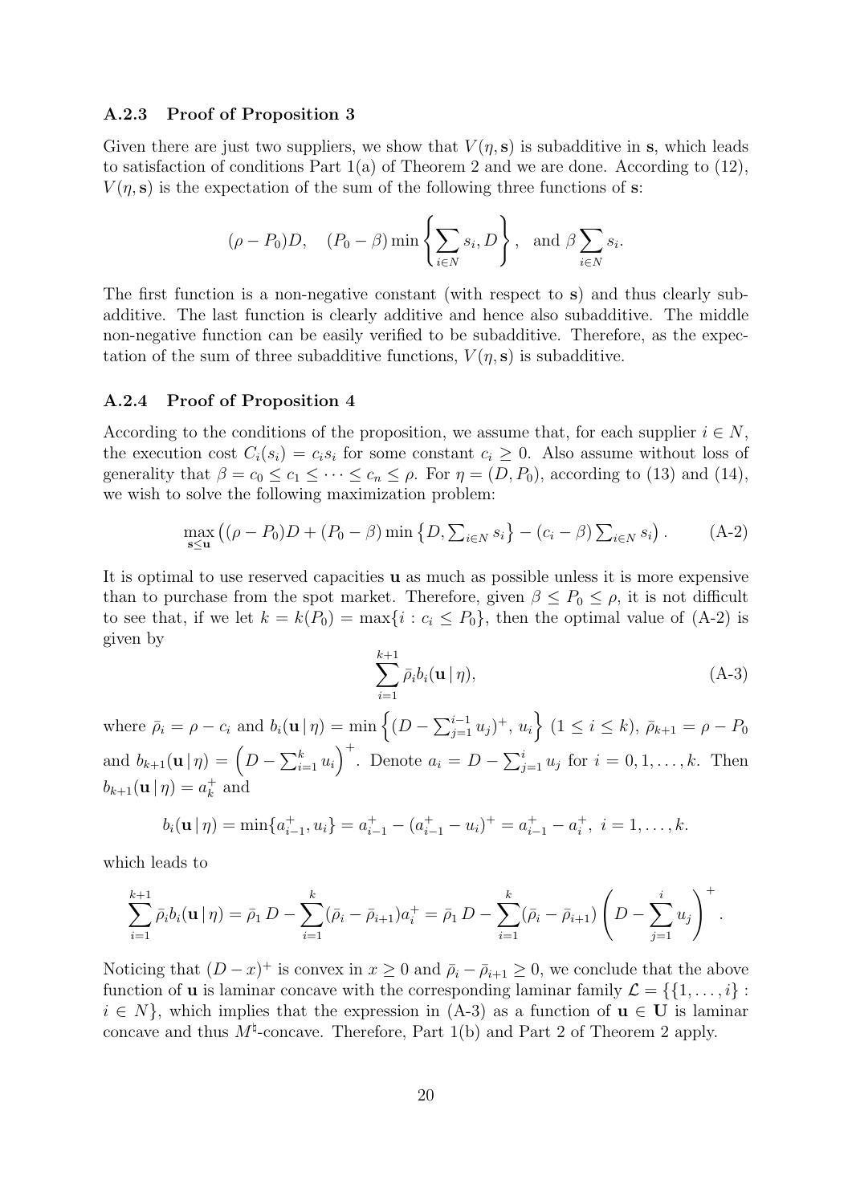### A.2.3 Proof of Proposition 3

Given there are just two suppliers, we show that $V(\eta, \mathbf{s})$ is subadditive in $\mathbf{s}$, which leads to satisfaction of conditions Part 1(a) of Theorem 2 and we are done. According to (12), $V(\eta, \mathbf{s})$ is the expectation of the sum of the following three functions of $\mathbf{s}$:

$$(\rho - P_0)D, \quad (P_0 - \beta)\min\left\{\sum_{i\in N} s_i, D\right\}, \quad \text{and } \beta \sum_{i\in N} s_i.$$

The first function is a non-negative constant (with respect to $\mathbf{s}$) and thus clearly subadditive. The last function is clearly additive and hence also subadditive. The middle non-negative function can be easily verified to be subadditive. Therefore, as the expectation of the sum of three subadditive functions, $V(\eta, \mathbf{s})$ is subadditive.

### A.2.4 Proof of Proposition 4

According to the conditions of the proposition, we assume that, for each supplier $i \in N$, the execution cost $C_i(s_i) = c_i s_i$ for some constant $c_i \geq 0$. Also assume without loss of generality that $\beta = c_0 \leq c_1 \leq \cdots \leq c_n \leq \rho$. For $\eta = (D, P_0)$, according to (13) and (14), we wish to solve the following maximization problem:

$$\max_{\mathbf{s}\leq\mathbf{u}} \left((\rho - P_0)D + (P_0 - \beta)\min\left\{D, \textstyle\sum_{i\in N} s_i\right\} - (c_i - \beta)\textstyle\sum_{i\in N} s_i\right). \tag{A-2}$$

It is optimal to use reserved capacities $\mathbf{u}$ as much as possible unless it is more expensive than to purchase from the spot market. Therefore, given $\beta \leq P_0 \leq \rho$, it is not difficult to see that, if we let $k = k(P_0) = \max\{i : c_i \leq P_0\}$, then the optimal value of (A-2) is given by

$$\sum_{i=1}^{k+1} \bar{\rho}_i b_i(\mathbf{u}\,|\,\eta), \tag{A-3}$$

where $\bar{\rho}_i = \rho - c_i$ and $b_i(\mathbf{u}\,|\,\eta) = \min\left\{(D - \sum_{j=1}^{i-1} u_j)^+,\, u_i\right\}$ $(1 \leq i \leq k)$, $\bar{\rho}_{k+1} = \rho - P_0$ and $b_{k+1}(\mathbf{u}\,|\,\eta) = \left(D - \sum_{i=1}^{k} u_i\right)^+$. Denote $a_i = D - \sum_{j=1}^{i} u_j$ for $i = 0, 1, \ldots, k$. Then $b_{k+1}(\mathbf{u}\,|\,\eta) = a_k^+$ and

$$b_i(\mathbf{u}\,|\,\eta) = \min\{a_{i-1}^+, u_i\} = a_{i-1}^+ - (a_{i-1}^+ - u_i)^+ = a_{i-1}^+ - a_i^+,\ i = 1, \ldots, k.$$

which leads to

$$\sum_{i=1}^{k+1} \bar{\rho}_i b_i(\mathbf{u}\,|\,\eta) = \bar{\rho}_1\, D - \sum_{i=1}^{k} (\bar{\rho}_i - \bar{\rho}_{i+1}) a_i^+ = \bar{\rho}_1\, D - \sum_{i=1}^{k} (\bar{\rho}_i - \bar{\rho}_{i+1}) \left(D - \sum_{j=1}^{i} u_j\right)^+.$$

Noticing that $(D - x)^+$ is convex in $x \geq 0$ and $\bar{\rho}_i - \bar{\rho}_{i+1} \geq 0$, we conclude that the above function of $\mathbf{u}$ is laminar concave with the corresponding laminar family $\mathcal{L} = \{\{1, \ldots, i\} : i \in N\}$, which implies that the expression in (A-3) as a function of $\mathbf{u} \in \mathbf{U}$ is laminar concave and thus $M^\natural$-concave. Therefore, Part 1(b) and Part 2 of Theorem 2 apply.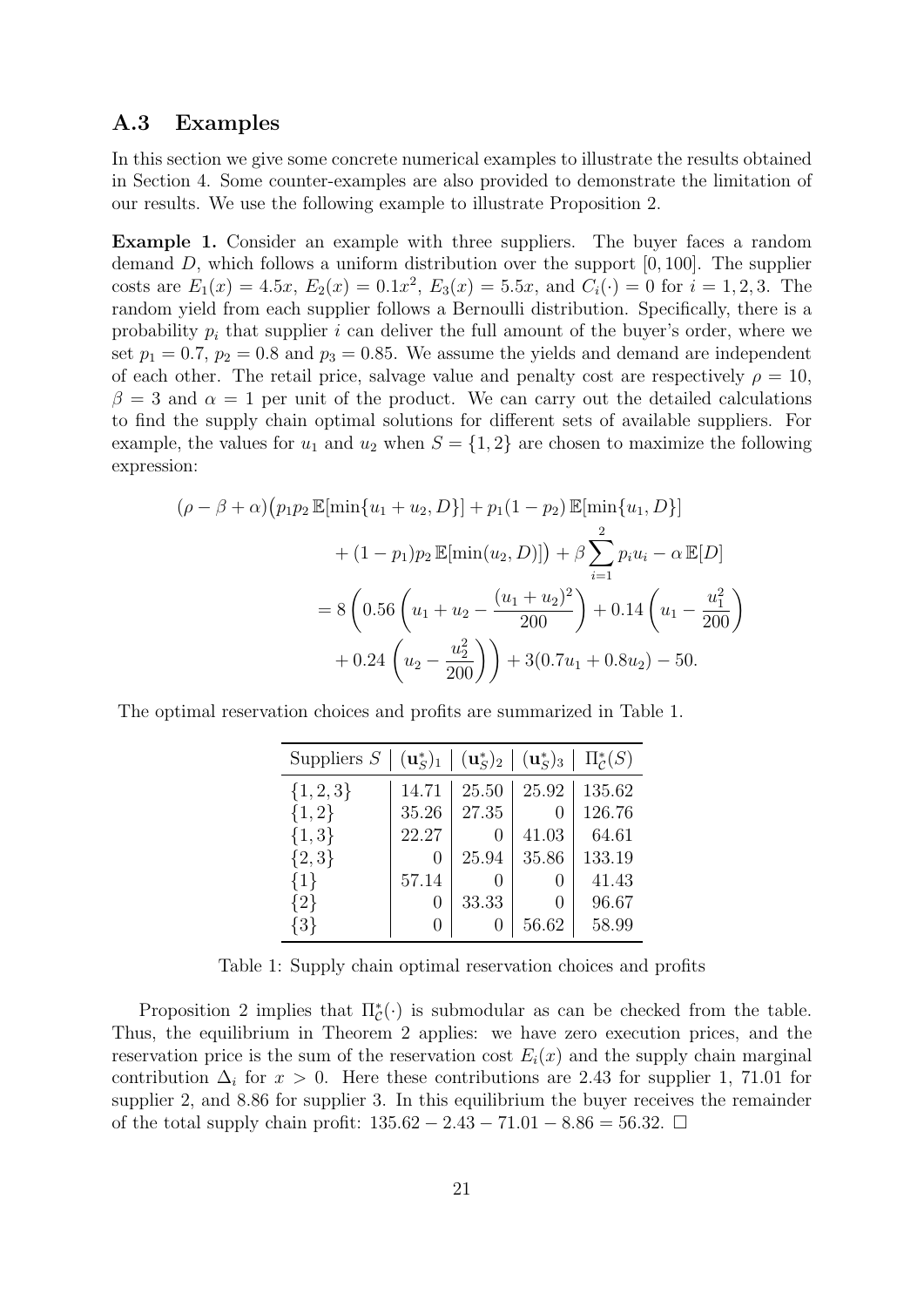### A.3 Examples

In this section we give some concrete numerical examples to illustrate the results obtained in Section 4. Some counter-examples are also provided to demonstrate the limitation of our results. We use the following example to illustrate Proposition 2.

**Example 1.** Consider an example with three suppliers. The buyer faces a random demand $D$, which follows a uniform distribution over the support $[0, 100]$. The supplier costs are $E_1(x) = 4.5x$, $E_2(x) = 0.1x^2$, $E_3(x) = 5.5x$, and $C_i(\cdot) = 0$ for $i = 1, 2, 3$. The random yield from each supplier follows a Bernoulli distribution. Specifically, there is a probability $p_i$ that supplier $i$ can deliver the full amount of the buyer's order, where we set $p_1 = 0.7$, $p_2 = 0.8$ and $p_3 = 0.85$. We assume the yields and demand are independent of each other. The retail price, salvage value and penalty cost are respectively $\rho = 10$, $\beta = 3$ and $\alpha = 1$ per unit of the product. We can carry out the detailed calculations to find the supply chain optimal solutions for different sets of available suppliers. For example, the values for $u_1$ and $u_2$ when $S = \{1, 2\}$ are chosen to maximize the following expression:

$$
\begin{aligned}
(\rho - \beta + \alpha)\big(p_1 p_2\, \mathbb{E}[\min\{u_1 + u_2, D\}] &+ p_1(1 - p_2)\, \mathbb{E}[\min\{u_1, D\}] \\
&+ (1 - p_1) p_2\, \mathbb{E}[\min(u_2, D)]\big) + \beta \sum_{i=1}^{2} p_i u_i - \alpha\, \mathbb{E}[D] \\
&= 8\left(0.56\left(u_1 + u_2 - \frac{(u_1 + u_2)^2}{200}\right) + 0.14\left(u_1 - \frac{u_1^2}{200}\right)\right. \\
&\quad \left. + 0.24\left(u_2 - \frac{u_2^2}{200}\right)\right) + 3(0.7u_1 + 0.8u_2) - 50.
\end{aligned}
$$

The optimal reservation choices and profits are summarized in Table 1.

| Suppliers $S$ | $(\mathbf{u}_S^*)_1$ | $(\mathbf{u}_S^*)_2$ | $(\mathbf{u}_S^*)_3$ | $\Pi_{\mathcal{C}}^*(S)$ |
|---|---|---|---|---|
| $\{1, 2, 3\}$ | 14.71 | 25.50 | 25.92 | 135.62 |
| $\{1, 2\}$ | 35.26 | 27.35 | 0 | 126.76 |
| $\{1, 3\}$ | 22.27 | 0 | 41.03 | 64.61 |
| $\{2, 3\}$ | 0 | 25.94 | 35.86 | 133.19 |
| $\{1\}$ | 57.14 | 0 | 0 | 41.43 |
| $\{2\}$ | 0 | 33.33 | 0 | 96.67 |
| $\{3\}$ | 0 | 0 | 56.62 | 58.99 |

Table 1: Supply chain optimal reservation choices and profits

Proposition 2 implies that $\Pi_{\mathcal{C}}^*(\cdot)$ is submodular as can be checked from the table. Thus, the equilibrium in Theorem 2 applies: we have zero execution prices, and the reservation price is the sum of the reservation cost $E_i(x)$ and the supply chain marginal contribution $\Delta_i$ for $x > 0$. Here these contributions are 2.43 for supplier 1, 71.01 for supplier 2, and 8.86 for supplier 3. In this equilibrium the buyer receives the remainder of the total supply chain profit: $135.62 - 2.43 - 71.01 - 8.86 = 56.32$. $\square$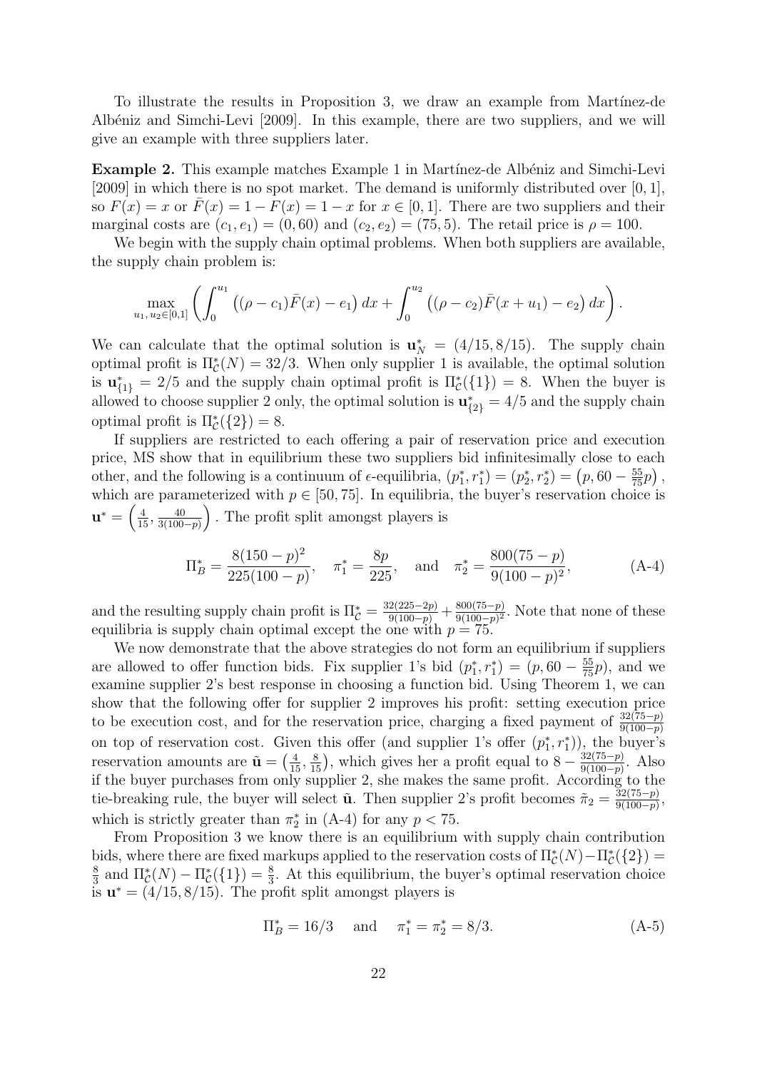To illustrate the results in Proposition 3, we draw an example from Martínez-de Albéniz and Simchi-Levi [2009]. In this example, there are two suppliers, and we will give an example with three suppliers later.

**Example 2.** This example matches Example 1 in Martínez-de Albéniz and Simchi-Levi [2009] in which there is no spot market. The demand is uniformly distributed over $[0, 1]$, so $F(x) = x$ or $\bar{F}(x) = 1 - F(x) = 1 - x$ for $x \in [0, 1]$. There are two suppliers and their marginal costs are $(c_1, e_1) = (0, 60)$ and $(c_2, e_2) = (75, 5)$. The retail price is $\rho = 100$.

We begin with the supply chain optimal problems. When both suppliers are available, the supply chain problem is:

$$\max_{u_1,\, u_2 \in [0,1]} \left( \int_0^{u_1} \left( (\rho - c_1)\bar{F}(x) - e_1 \right) dx + \int_0^{u_2} \left( (\rho - c_2)\bar{F}(x + u_1) - e_2 \right) dx \right).$$

We can calculate that the optimal solution is $\mathbf{u}^*_N = (4/15, 8/15)$. The supply chain optimal profit is $\Pi^*_{\mathcal{C}}(N) = 32/3$. When only supplier 1 is available, the optimal solution is $\mathbf{u}^*_{\{1\}} = 2/5$ and the supply chain optimal profit is $\Pi^*_{\mathcal{C}}(\{1\}) = 8$. When the buyer is allowed to choose supplier 2 only, the optimal solution is $\mathbf{u}^*_{\{2\}} = 4/5$ and the supply chain optimal profit is $\Pi^*_{\mathcal{C}}(\{2\}) = 8$.

If suppliers are restricted to each offering a pair of reservation price and execution price, MS show that in equilibrium these two suppliers bid infinitesimally close to each other, and the following is a continuum of $\epsilon$-equilibria, $(p^*_1, r^*_1) = (p^*_2, r^*_2) = \left(p, 60 - \frac{55}{75}p\right)$, which are parameterized with $p \in [50, 75]$. In equilibria, the buyer's reservation choice is $\mathbf{u}^* = \left(\frac{4}{15}, \frac{40}{3(100-p)}\right)$. The profit split amongst players is

$$\Pi^*_B = \frac{8(150 - p)^2}{225(100 - p)}, \quad \pi^*_1 = \frac{8p}{225}, \quad \text{and} \quad \pi^*_2 = \frac{800(75 - p)}{9(100 - p)^2}, \tag{A-4}$$

and the resulting supply chain profit is $\Pi^*_{\mathcal{C}} = \frac{32(225-2p)}{9(100-p)} + \frac{800(75-p)}{9(100-p)^2}$. Note that none of these equilibria is supply chain optimal except the one with $p = 75$.

We now demonstrate that the above strategies do not form an equilibrium if suppliers are allowed to offer function bids. Fix supplier 1's bid $(p^*_1, r^*_1) = (p, 60 - \frac{55}{75}p)$, and we examine supplier 2's best response in choosing a function bid. Using Theorem 1, we can show that the following offer for supplier 2 improves his profit: setting execution price to be execution cost, and for the reservation price, charging a fixed payment of $\frac{32(75-p)}{9(100-p)}$ on top of reservation cost. Given this offer (and supplier 1's offer $(p^*_1, r^*_1)$), the buyer's reservation amounts are $\tilde{\mathbf{u}} = \left(\frac{4}{15}, \frac{8}{15}\right)$, which gives her a profit equal to $8 - \frac{32(75-p)}{9(100-p)}$. Also if the buyer purchases from only supplier 2, she makes the same profit. According to the tie-breaking rule, the buyer will select $\tilde{\mathbf{u}}$. Then supplier 2's profit becomes $\tilde{\pi}_2 = \frac{32(75-p)}{9(100-p)}$, which is strictly greater than $\pi^*_2$ in (A-4) for any $p < 75$.

From Proposition 3 we know there is an equilibrium with supply chain contribution bids, where there are fixed markups applied to the reservation costs of $\Pi^*_{\mathcal{C}}(N) - \Pi^*_{\mathcal{C}}(\{2\}) = \frac{8}{3}$ and $\Pi^*_{\mathcal{C}}(N) - \Pi^*_{\mathcal{C}}(\{1\}) = \frac{8}{3}$. At this equilibrium, the buyer's optimal reservation choice is $\mathbf{u}^* = (4/15, 8/15)$. The profit split amongst players is

$$\Pi^*_B = 16/3 \quad \text{and} \quad \pi^*_1 = \pi^*_2 = 8/3. \tag{A-5}$$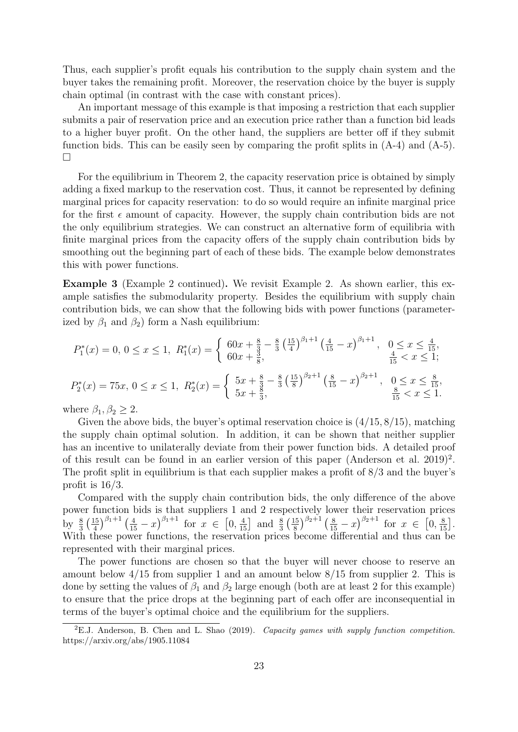Thus, each supplier's profit equals his contribution to the supply chain system and the buyer takes the remaining profit. Moreover, the reservation choice by the buyer is supply chain optimal (in contrast with the case with constant prices).

An important message of this example is that imposing a restriction that each supplier submits a pair of reservation price and an execution price rather than a function bid leads to a higher buyer profit. On the other hand, the suppliers are better off if they submit function bids. This can be easily seen by comparing the profit splits in (A-4) and (A-5). □

For the equilibrium in Theorem 2, the capacity reservation price is obtained by simply adding a fixed markup to the reservation cost. Thus, it cannot be represented by defining marginal prices for capacity reservation: to do so would require an infinite marginal price for the first $\epsilon$ amount of capacity. However, the supply chain contribution bids are not the only equilibrium strategies. We can construct an alternative form of equilibria with finite marginal prices from the capacity offers of the supply chain contribution bids by smoothing out the beginning part of each of these bids. The example below demonstrates this with power functions.

**Example 3** (Example 2 continued)**.** We revisit Example 2. As shown earlier, this example satisfies the submodularity property. Besides the equilibrium with supply chain contribution bids, we can show that the following bids with power functions (parameterized by $\beta_1$ and $\beta_2$) form a Nash equilibrium:

$$P_1^*(x) = 0,\ 0 \le x \le 1,\ \ R_1^*(x) = \begin{cases} 60x + \frac{8}{3} - \frac{8}{3}\left(\frac{15}{4}\right)^{\beta_1+1}\left(\frac{4}{15} - x\right)^{\beta_1+1}, & 0 \le x \le \frac{4}{15}, \\ 60x + \frac{8}{3}, & \frac{4}{15} < x \le 1; \end{cases}$$

$$P_2^*(x) = 75x,\ 0 \le x \le 1,\ \ R_2^*(x) = \begin{cases} 5x + \frac{8}{3} - \frac{8}{3}\left(\frac{15}{8}\right)^{\beta_2+1}\left(\frac{8}{15} - x\right)^{\beta_2+1}, & 0 \le x \le \frac{8}{15}, \\ 5x + \frac{8}{3}, & \frac{8}{15} < x \le 1. \end{cases}$$

where $\beta_1, \beta_2 \ge 2$.

Given the above bids, the buyer's optimal reservation choice is $(4/15, 8/15)$, matching the supply chain optimal solution. In addition, it can be shown that neither supplier has an incentive to unilaterally deviate from their power function bids. A detailed proof of this result can be found in an earlier version of this paper (Anderson et al. 2019)[2]. The profit split in equilibrium is that each supplier makes a profit of $8/3$ and the buyer's profit is $16/3$.

Compared with the supply chain contribution bids, the only difference of the above power function bids is that suppliers 1 and 2 respectively lower their reservation prices by $\frac{8}{3}\left(\frac{15}{4}\right)^{\beta_1+1}\left(\frac{4}{15} - x\right)^{\beta_1+1}$ for $x \in \left[0, \frac{4}{15}\right]$ and $\frac{8}{3}\left(\frac{15}{8}\right)^{\beta_2+1}\left(\frac{8}{15} - x\right)^{\beta_2+1}$ for $x \in \left[0, \frac{8}{15}\right]$. With these power functions, the reservation prices become differential and thus can be represented with their marginal prices.

The power functions are chosen so that the buyer will never choose to reserve an amount below $4/15$ from supplier 1 and an amount below $8/15$ from supplier 2. This is done by setting the values of $\beta_1$ and $\beta_2$ large enough (both are at least 2 for this example) to ensure that the price drops at the beginning part of each offer are inconsequential in terms of the buyer's optimal choice and the equilibrium for the suppliers.

[2] E.J. Anderson, B. Chen and L. Shao (2019). *Capacity games with supply function competition*. https://arxiv.org/abs/1905.11084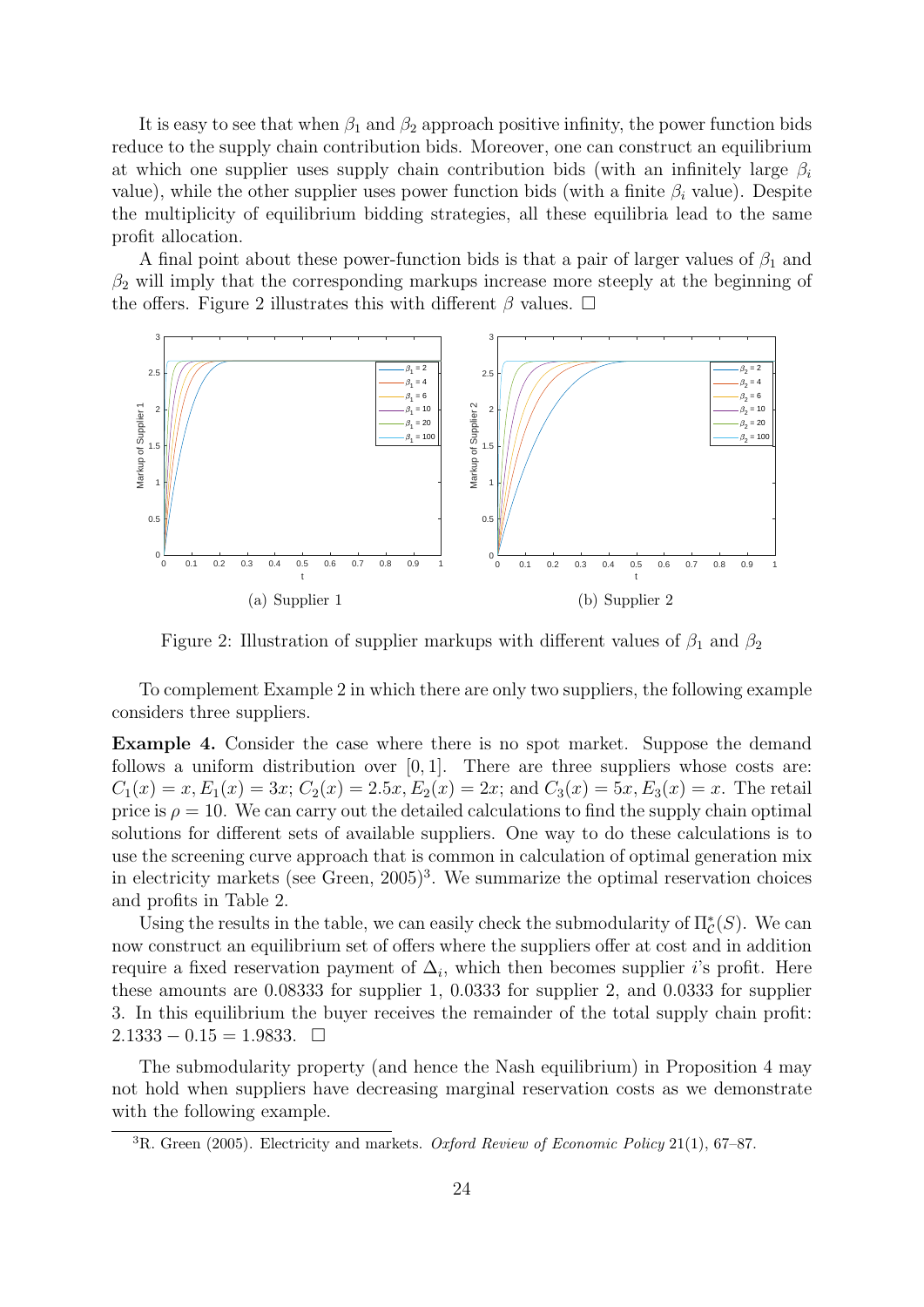It is easy to see that when $\beta_1$ and $\beta_2$ approach positive infinity, the power function bids reduce to the supply chain contribution bids. Moreover, one can construct an equilibrium at which one supplier uses supply chain contribution bids (with an infinitely large $\beta_i$ value), while the other supplier uses power function bids (with a finite $\beta_i$ value). Despite the multiplicity of equilibrium bidding strategies, all these equilibria lead to the same profit allocation.

A final point about these power-function bids is that a pair of larger values of $\beta_1$ and $\beta_2$ will imply that the corresponding markups increase more steeply at the beginning of the offers. Figure 2 illustrates this with different $\beta$ values. □

(a) Supplier 1

(b) Supplier 2

Figure 2: Illustration of supplier markups with different values of $\beta_1$ and $\beta_2$

To complement Example 2 in which there are only two suppliers, the following example considers three suppliers.

**Example 4.** Consider the case where there is no spot market. Suppose the demand follows a uniform distribution over $[0, 1]$. There are three suppliers whose costs are: $C_1(x) = x, E_1(x) = 3x$; $C_2(x) = 2.5x, E_2(x) = 2x$; and $C_3(x) = 5x, E_3(x) = x$. The retail price is $\rho = 10$. We can carry out the detailed calculations to find the supply chain optimal solutions for different sets of available suppliers. One way to do these calculations is to use the screening curve approach that is common in calculation of optimal generation mix in electricity markets (see Green, 2005)[3]. We summarize the optimal reservation choices and profits in Table 2.

Using the results in the table, we can easily check the submodularity of $\Pi^*_{\mathcal{C}}(S)$. We can now construct an equilibrium set of offers where the suppliers offer at cost and in addition require a fixed reservation payment of $\Delta_i$, which then becomes supplier $i$'s profit. Here these amounts are 0.08333 for supplier 1, 0.0333 for supplier 2, and 0.0333 for supplier 3. In this equilibrium the buyer receives the remainder of the total supply chain profit: $2.1333 - 0.15 = 1.9833$. □

The submodularity property (and hence the Nash equilibrium) in Proposition 4 may not hold when suppliers have decreasing marginal reservation costs as we demonstrate with the following example.

[3] R. Green (2005). Electricity and markets. *Oxford Review of Economic Policy* 21(1), 67–87.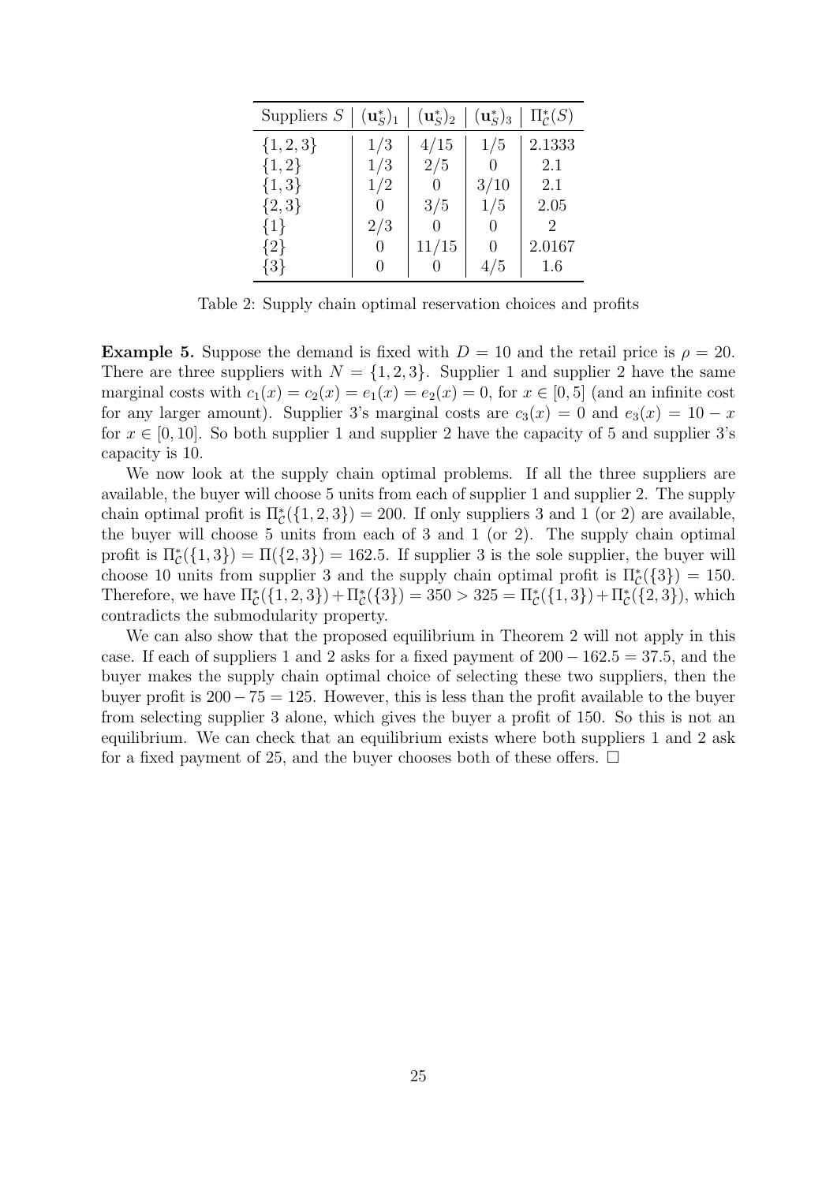| Suppliers $S$ | $(\mathbf{u}_S^*)_1$ | $(\mathbf{u}_S^*)_2$ | $(\mathbf{u}_S^*)_3$ | $\Pi_{\mathcal{C}}^*(S)$ |
|---|---|---|---|---|
| $\{1,2,3\}$ | $1/3$ | $4/15$ | $1/5$ | 2.1333 |
| $\{1,2\}$ | $1/3$ | $2/5$ | $0$ | 2.1 |
| $\{1,3\}$ | $1/2$ | $0$ | $3/10$ | 2.1 |
| $\{2,3\}$ | $0$ | $3/5$ | $1/5$ | 2.05 |
| $\{1\}$ | $2/3$ | $0$ | $0$ | 2 |
| $\{2\}$ | $0$ | $11/15$ | $0$ | 2.0167 |
| $\{3\}$ | $0$ | $0$ | $4/5$ | 1.6 |

Table 2: Supply chain optimal reservation choices and profits

**Example 5.** Suppose the demand is fixed with $D = 10$ and the retail price is $\rho = 20$. There are three suppliers with $N = \{1, 2, 3\}$. Supplier 1 and supplier 2 have the same marginal costs with $c_1(x) = c_2(x) = e_1(x) = e_2(x) = 0$, for $x \in [0, 5]$ (and an infinite cost for any larger amount). Supplier 3's marginal costs are $c_3(x) = 0$ and $e_3(x) = 10 - x$ for $x \in [0, 10]$. So both supplier 1 and supplier 2 have the capacity of 5 and supplier 3's capacity is 10.

We now look at the supply chain optimal problems. If all the three suppliers are available, the buyer will choose 5 units from each of supplier 1 and supplier 2. The supply chain optimal profit is $\Pi_{\mathcal{C}}^*(\{1, 2, 3\}) = 200$. If only suppliers 3 and 1 (or 2) are available, the buyer will choose 5 units from each of 3 and 1 (or 2). The supply chain optimal profit is $\Pi_{\mathcal{C}}^*(\{1, 3\}) = \Pi(\{2, 3\}) = 162.5$. If supplier 3 is the sole supplier, the buyer will choose 10 units from supplier 3 and the supply chain optimal profit is $\Pi_{\mathcal{C}}^*(\{3\}) = 150$. Therefore, we have $\Pi_{\mathcal{C}}^*(\{1, 2, 3\}) + \Pi_{\mathcal{C}}^*(\{3\}) = 350 > 325 = \Pi_{\mathcal{C}}^*(\{1, 3\}) + \Pi_{\mathcal{C}}^*(\{2, 3\})$, which contradicts the submodularity property.

We can also show that the proposed equilibrium in Theorem 2 will not apply in this case. If each of suppliers 1 and 2 asks for a fixed payment of $200 - 162.5 = 37.5$, and the buyer makes the supply chain optimal choice of selecting these two suppliers, then the buyer profit is $200 - 75 = 125$. However, this is less than the profit available to the buyer from selecting supplier 3 alone, which gives the buyer a profit of 150. So this is not an equilibrium. We can check that an equilibrium exists where both suppliers 1 and 2 ask for a fixed payment of 25, and the buyer chooses both of these offers. $\square$